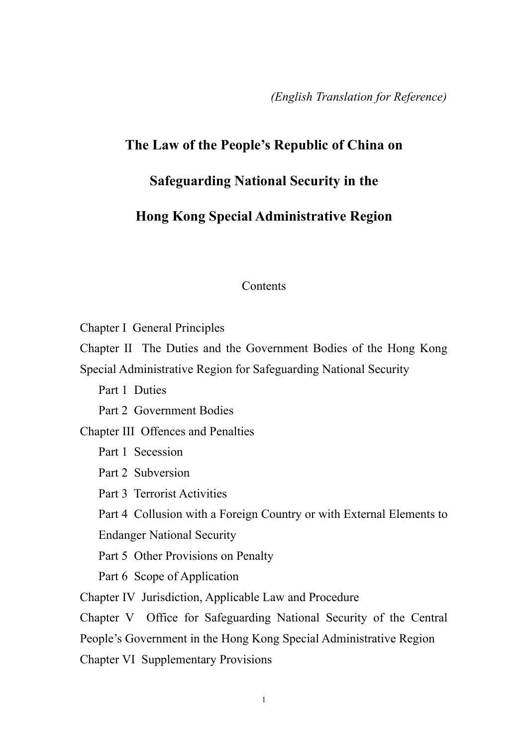*(English Translation for Reference)*

# The Law of the People's Republic of China on Safeguarding National Security in the Hong Kong Special Administrative Region

Contents

Chapter I General Principles

Chapter II The Duties and the Government Bodies of the Hong Kong Special Administrative Region for Safeguarding National Security

- Part 1 Duties
- Part 2 Government Bodies

Chapter III Offences and Penalties

- Part 1 Secession
- Part 2 Subversion
- Part 3 Terrorist Activities
- Part 4 Collusion with a Foreign Country or with External Elements to Endanger National Security
- Part 5 Other Provisions on Penalty
- Part 6 Scope of Application

Chapter IV Jurisdiction, Applicable Law and Procedure

Chapter V Office for Safeguarding National Security of the Central People's Government in the Hong Kong Special Administrative Region

Chapter VI Supplementary Provisions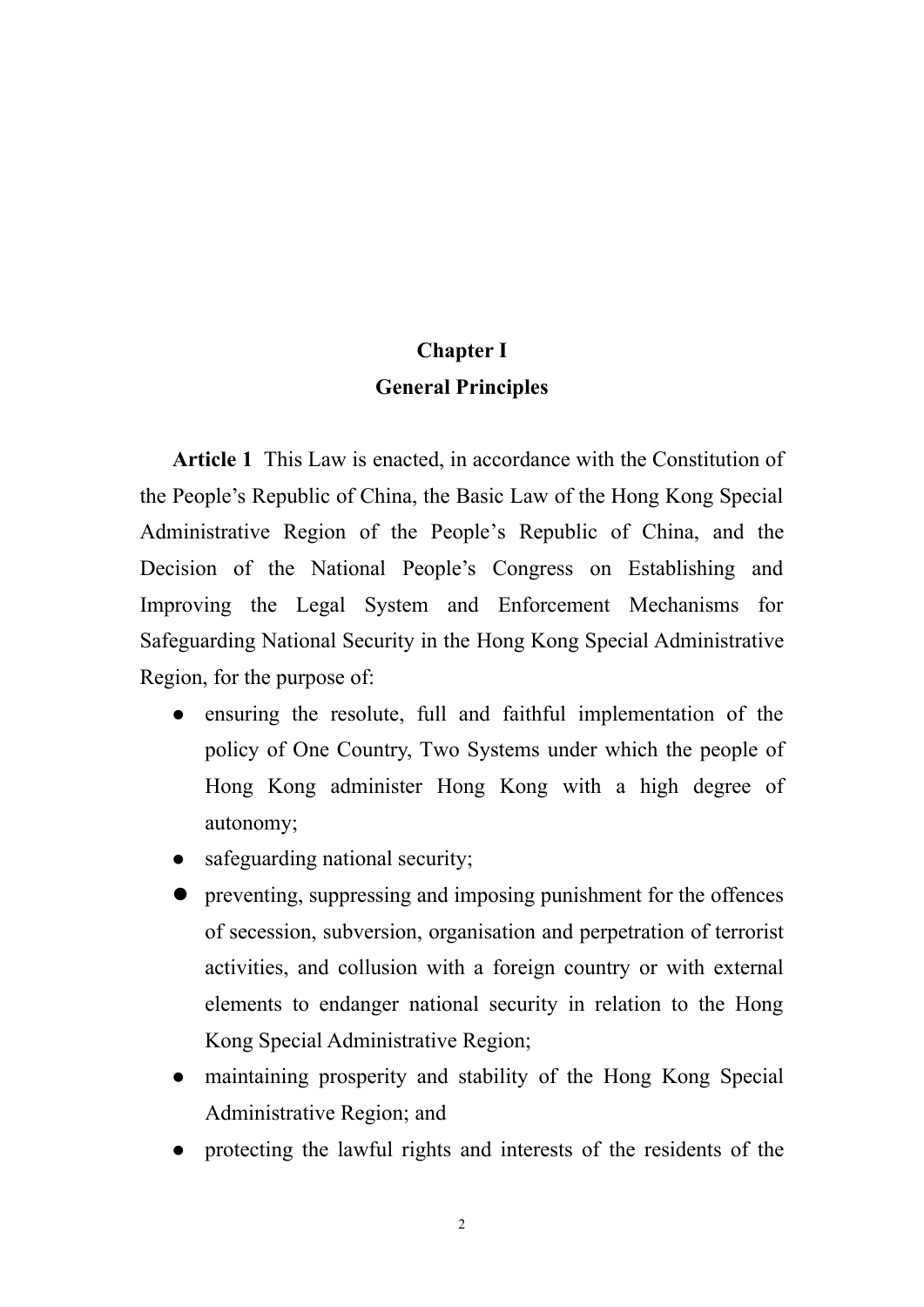## Chapter I
## General Principles

**Article 1** This Law is enacted, in accordance with the Constitution of the People's Republic of China, the Basic Law of the Hong Kong Special Administrative Region of the People's Republic of China, and the Decision of the National People's Congress on Establishing and Improving the Legal System and Enforcement Mechanisms for Safeguarding National Security in the Hong Kong Special Administrative Region, for the purpose of:

- ensuring the resolute, full and faithful implementation of the policy of One Country, Two Systems under which the people of Hong Kong administer Hong Kong with a high degree of autonomy;
- safeguarding national security;
- preventing, suppressing and imposing punishment for the offences of secession, subversion, organisation and perpetration of terrorist activities, and collusion with a foreign country or with external elements to endanger national security in relation to the Hong Kong Special Administrative Region;
- maintaining prosperity and stability of the Hong Kong Special Administrative Region; and
- protecting the lawful rights and interests of the residents of the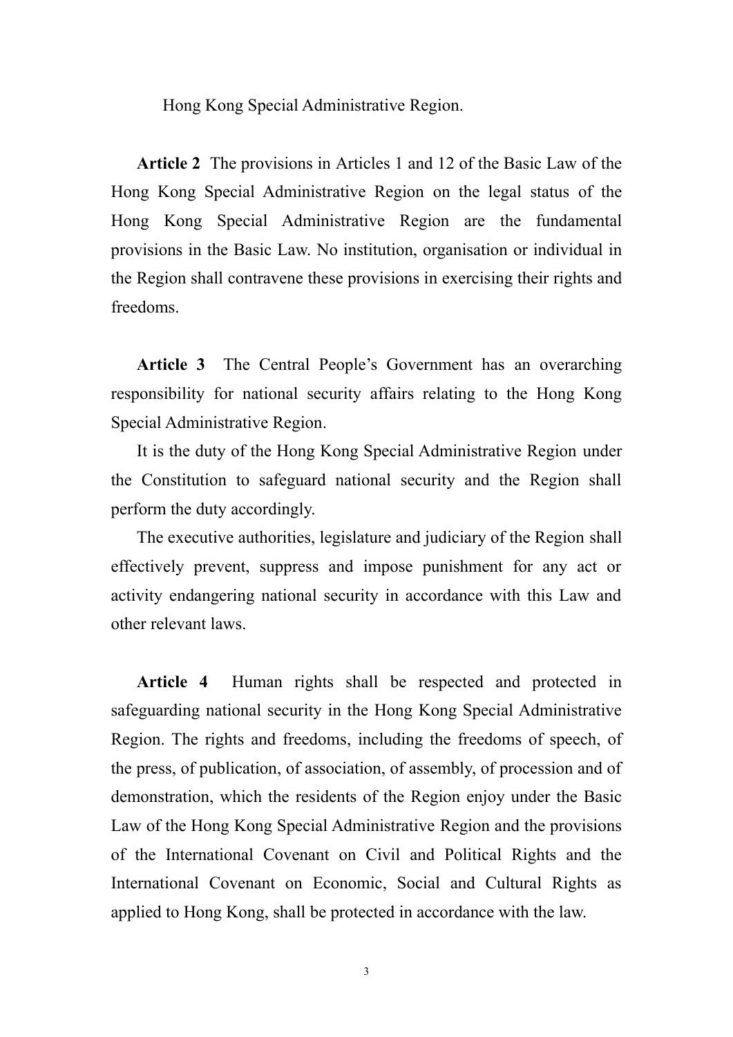Hong Kong Special Administrative Region.

**Article 2** The provisions in Articles 1 and 12 of the Basic Law of the Hong Kong Special Administrative Region on the legal status of the Hong Kong Special Administrative Region are the fundamental provisions in the Basic Law. No institution, organisation or individual in the Region shall contravene these provisions in exercising their rights and freedoms.

**Article 3** The Central People's Government has an overarching responsibility for national security affairs relating to the Hong Kong Special Administrative Region.

It is the duty of the Hong Kong Special Administrative Region under the Constitution to safeguard national security and the Region shall perform the duty accordingly.

The executive authorities, legislature and judiciary of the Region shall effectively prevent, suppress and impose punishment for any act or activity endangering national security in accordance with this Law and other relevant laws.

**Article 4** Human rights shall be respected and protected in safeguarding national security in the Hong Kong Special Administrative Region. The rights and freedoms, including the freedoms of speech, of the press, of publication, of association, of assembly, of procession and of demonstration, which the residents of the Region enjoy under the Basic Law of the Hong Kong Special Administrative Region and the provisions of the International Covenant on Civil and Political Rights and the International Covenant on Economic, Social and Cultural Rights as applied to Hong Kong, shall be protected in accordance with the law.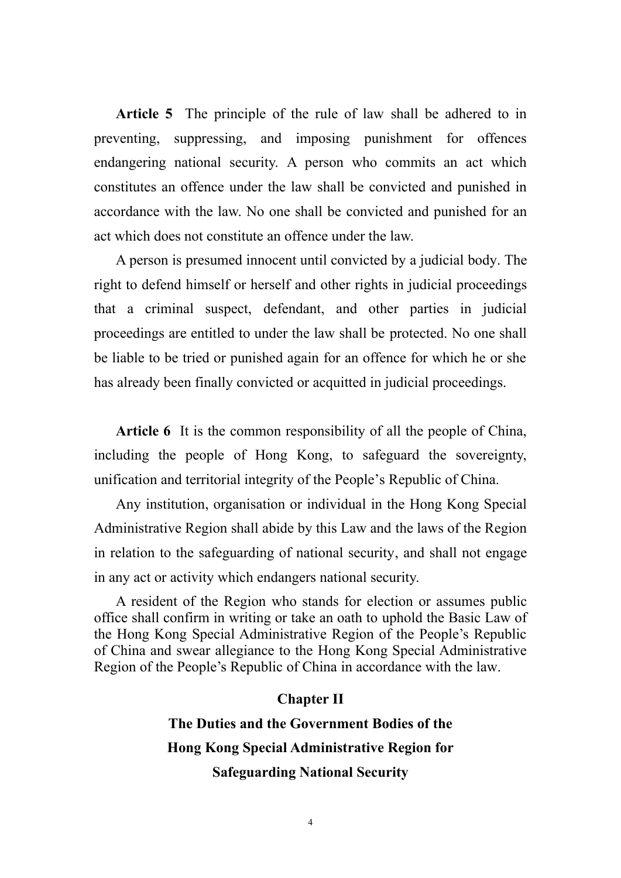**Article 5** The principle of the rule of law shall be adhered to in preventing, suppressing, and imposing punishment for offences endangering national security. A person who commits an act which constitutes an offence under the law shall be convicted and punished in accordance with the law. No one shall be convicted and punished for an act which does not constitute an offence under the law.

A person is presumed innocent until convicted by a judicial body. The right to defend himself or herself and other rights in judicial proceedings that a criminal suspect, defendant, and other parties in judicial proceedings are entitled to under the law shall be protected. No one shall be liable to be tried or punished again for an offence for which he or she has already been finally convicted or acquitted in judicial proceedings.

**Article 6** It is the common responsibility of all the people of China, including the people of Hong Kong, to safeguard the sovereignty, unification and territorial integrity of the People's Republic of China.

Any institution, organisation or individual in the Hong Kong Special Administrative Region shall abide by this Law and the laws of the Region in relation to the safeguarding of national security, and shall not engage in any act or activity which endangers national security.

A resident of the Region who stands for election or assumes public office shall confirm in writing or take an oath to uphold the Basic Law of the Hong Kong Special Administrative Region of the People's Republic of China and swear allegiance to the Hong Kong Special Administrative Region of the People's Republic of China in accordance with the law.

## Chapter II

## The Duties and the Government Bodies of the Hong Kong Special Administrative Region for Safeguarding National Security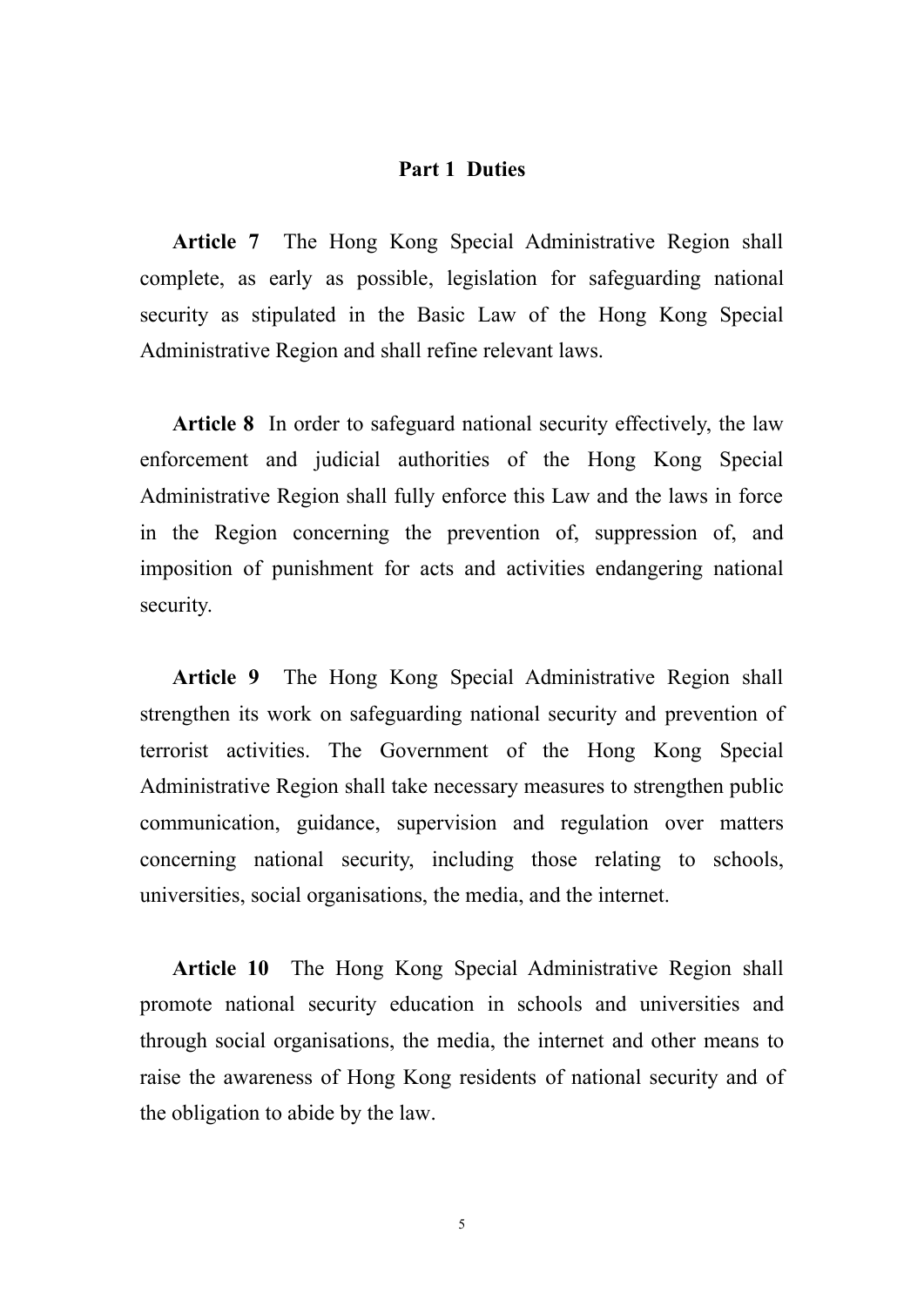## Part 1 Duties

**Article 7** The Hong Kong Special Administrative Region shall complete, as early as possible, legislation for safeguarding national security as stipulated in the Basic Law of the Hong Kong Special Administrative Region and shall refine relevant laws.

**Article 8** In order to safeguard national security effectively, the law enforcement and judicial authorities of the Hong Kong Special Administrative Region shall fully enforce this Law and the laws in force in the Region concerning the prevention of, suppression of, and imposition of punishment for acts and activities endangering national security.

**Article 9** The Hong Kong Special Administrative Region shall strengthen its work on safeguarding national security and prevention of terrorist activities. The Government of the Hong Kong Special Administrative Region shall take necessary measures to strengthen public communication, guidance, supervision and regulation over matters concerning national security, including those relating to schools, universities, social organisations, the media, and the internet.

**Article 10** The Hong Kong Special Administrative Region shall promote national security education in schools and universities and through social organisations, the media, the internet and other means to raise the awareness of Hong Kong residents of national security and of the obligation to abide by the law.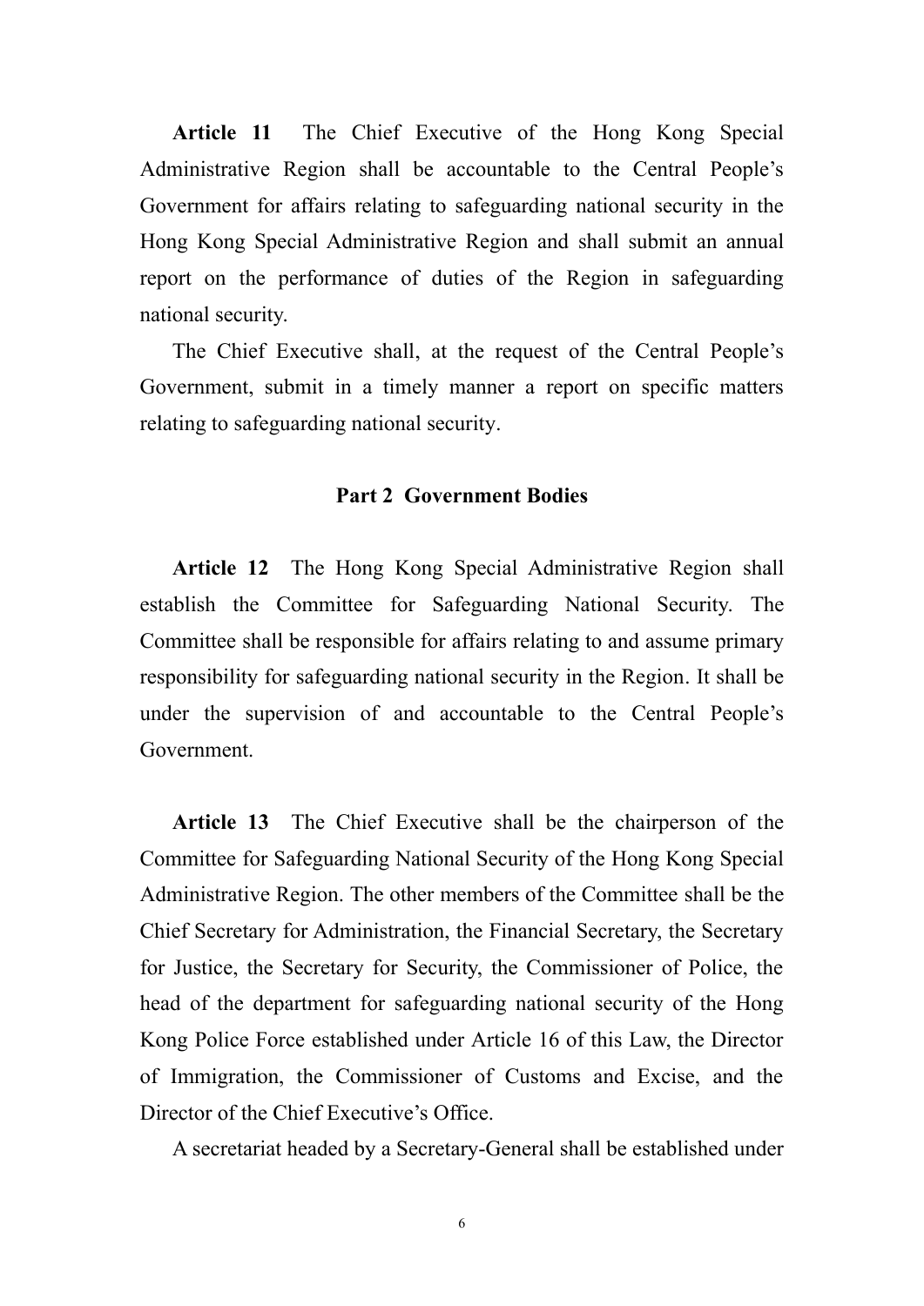**Article 11** The Chief Executive of the Hong Kong Special Administrative Region shall be accountable to the Central People's Government for affairs relating to safeguarding national security in the Hong Kong Special Administrative Region and shall submit an annual report on the performance of duties of the Region in safeguarding national security.

The Chief Executive shall, at the request of the Central People's Government, submit in a timely manner a report on specific matters relating to safeguarding national security.

## Part 2 Government Bodies

**Article 12** The Hong Kong Special Administrative Region shall establish the Committee for Safeguarding National Security. The Committee shall be responsible for affairs relating to and assume primary responsibility for safeguarding national security in the Region. It shall be under the supervision of and accountable to the Central People's Government.

**Article 13** The Chief Executive shall be the chairperson of the Committee for Safeguarding National Security of the Hong Kong Special Administrative Region. The other members of the Committee shall be the Chief Secretary for Administration, the Financial Secretary, the Secretary for Justice, the Secretary for Security, the Commissioner of Police, the head of the department for safeguarding national security of the Hong Kong Police Force established under Article 16 of this Law, the Director of Immigration, the Commissioner of Customs and Excise, and the Director of the Chief Executive's Office.

A secretariat headed by a Secretary-General shall be established under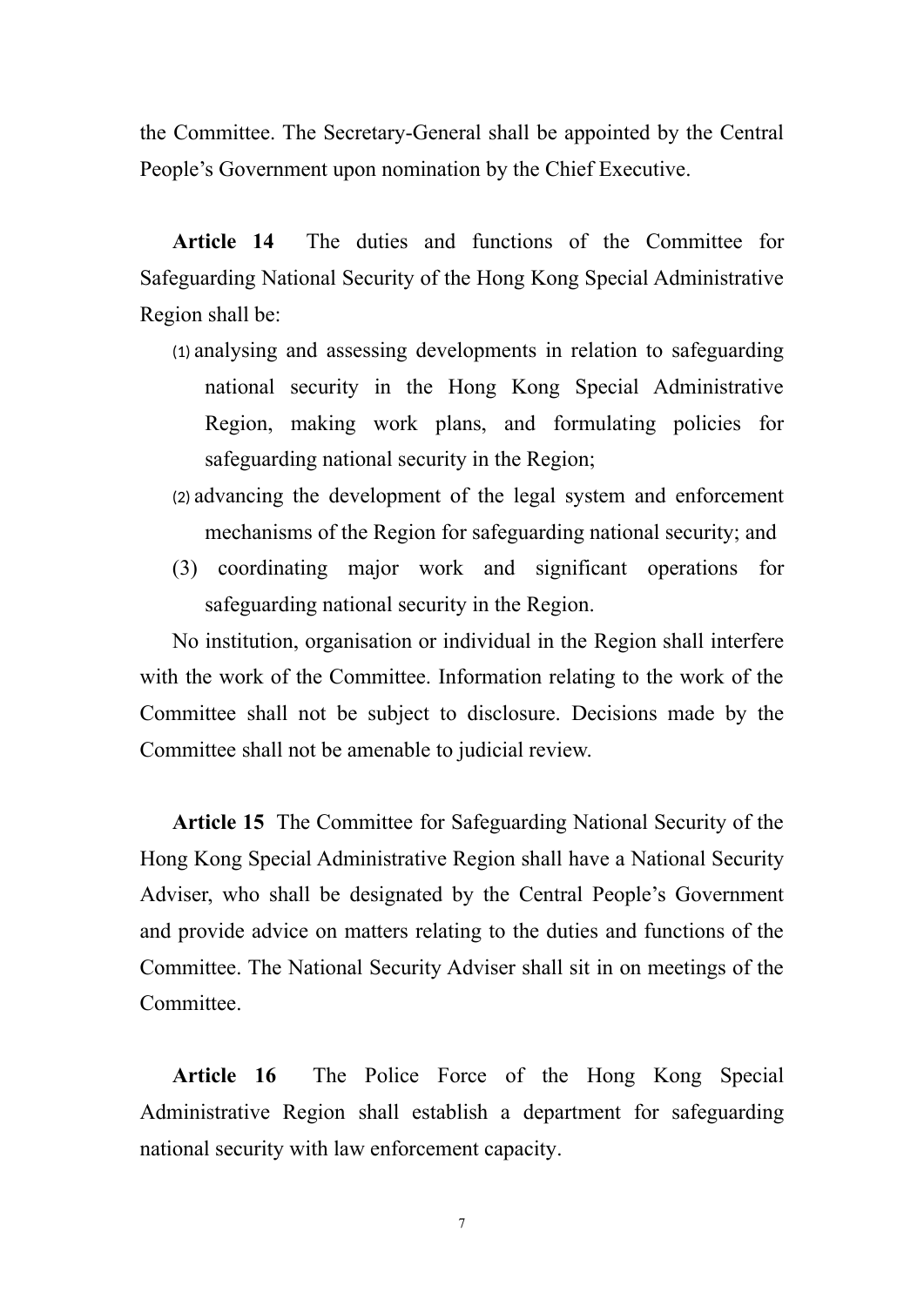the Committee. The Secretary-General shall be appointed by the Central People's Government upon nomination by the Chief Executive.

**Article 14** The duties and functions of the Committee for Safeguarding National Security of the Hong Kong Special Administrative Region shall be:

(1) analysing and assessing developments in relation to safeguarding national security in the Hong Kong Special Administrative Region, making work plans, and formulating policies for safeguarding national security in the Region;

(2) advancing the development of the legal system and enforcement mechanisms of the Region for safeguarding national security; and

(3) coordinating major work and significant operations for safeguarding national security in the Region.

No institution, organisation or individual in the Region shall interfere with the work of the Committee. Information relating to the work of the Committee shall not be subject to disclosure. Decisions made by the Committee shall not be amenable to judicial review.

**Article 15** The Committee for Safeguarding National Security of the Hong Kong Special Administrative Region shall have a National Security Adviser, who shall be designated by the Central People's Government and provide advice on matters relating to the duties and functions of the Committee. The National Security Adviser shall sit in on meetings of the Committee.

**Article 16** The Police Force of the Hong Kong Special Administrative Region shall establish a department for safeguarding national security with law enforcement capacity.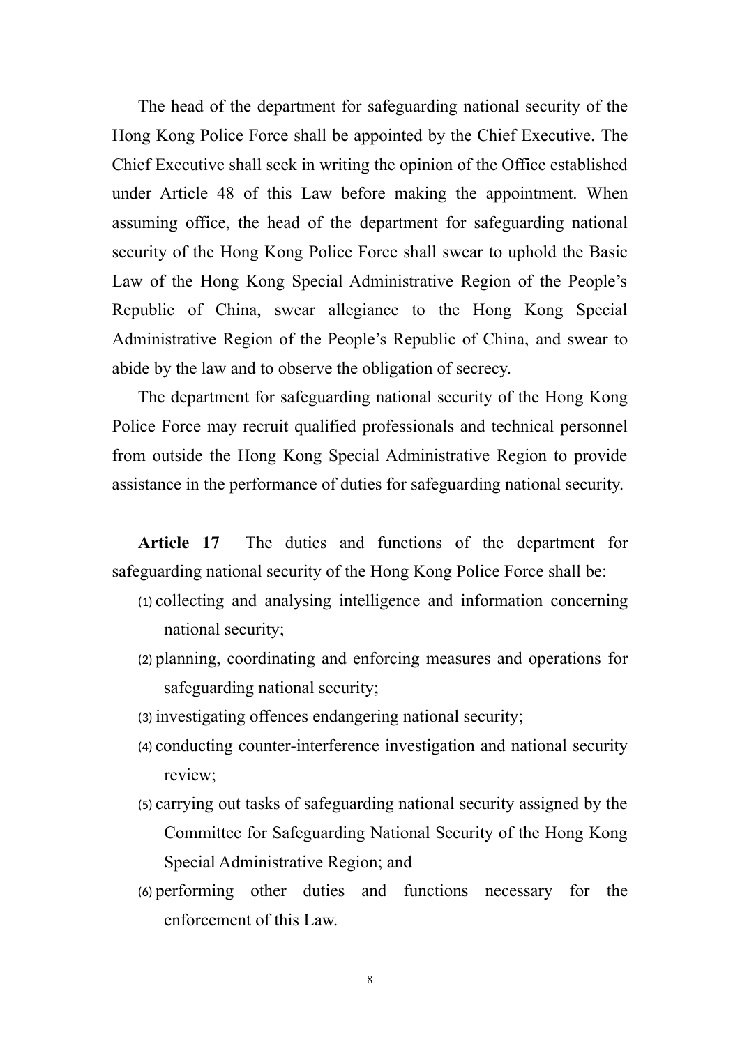The head of the department for safeguarding national security of the Hong Kong Police Force shall be appointed by the Chief Executive. The Chief Executive shall seek in writing the opinion of the Office established under Article 48 of this Law before making the appointment. When assuming office, the head of the department for safeguarding national security of the Hong Kong Police Force shall swear to uphold the Basic Law of the Hong Kong Special Administrative Region of the People's Republic of China, swear allegiance to the Hong Kong Special Administrative Region of the People's Republic of China, and swear to abide by the law and to observe the obligation of secrecy.

The department for safeguarding national security of the Hong Kong Police Force may recruit qualified professionals and technical personnel from outside the Hong Kong Special Administrative Region to provide assistance in the performance of duties for safeguarding national security.

**Article 17** The duties and functions of the department for safeguarding national security of the Hong Kong Police Force shall be:

(1) collecting and analysing intelligence and information concerning national security;

(2) planning, coordinating and enforcing measures and operations for safeguarding national security;

(3) investigating offences endangering national security;

(4) conducting counter-interference investigation and national security review;

(5) carrying out tasks of safeguarding national security assigned by the Committee for Safeguarding National Security of the Hong Kong Special Administrative Region; and

(6) performing other duties and functions necessary for the enforcement of this Law.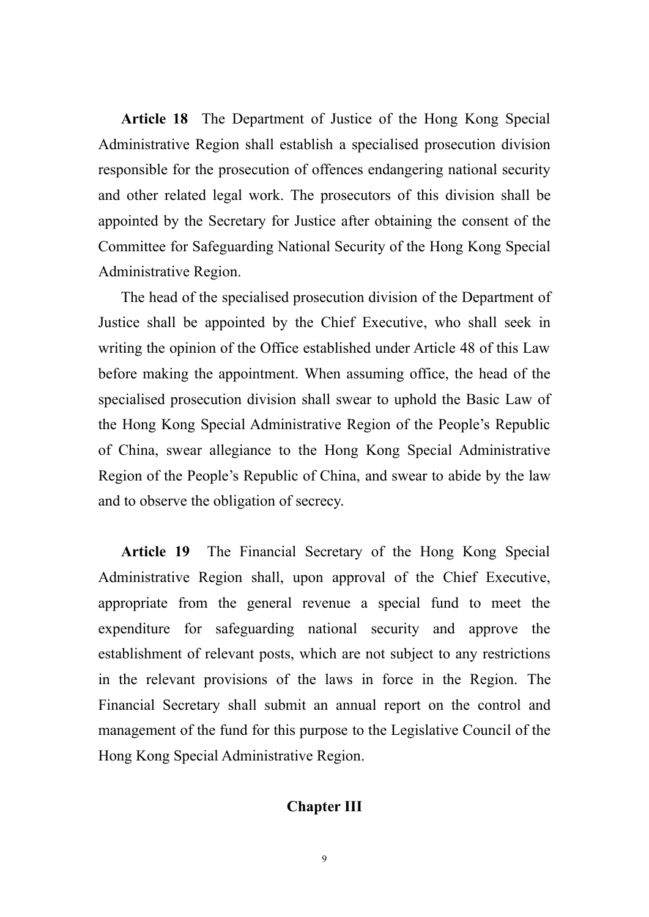**Article 18** The Department of Justice of the Hong Kong Special Administrative Region shall establish a specialised prosecution division responsible for the prosecution of offences endangering national security and other related legal work. The prosecutors of this division shall be appointed by the Secretary for Justice after obtaining the consent of the Committee for Safeguarding National Security of the Hong Kong Special Administrative Region.

The head of the specialised prosecution division of the Department of Justice shall be appointed by the Chief Executive, who shall seek in writing the opinion of the Office established under Article 48 of this Law before making the appointment. When assuming office, the head of the specialised prosecution division shall swear to uphold the Basic Law of the Hong Kong Special Administrative Region of the People's Republic of China, swear allegiance to the Hong Kong Special Administrative Region of the People's Republic of China, and swear to abide by the law and to observe the obligation of secrecy.

**Article 19** The Financial Secretary of the Hong Kong Special Administrative Region shall, upon approval of the Chief Executive, appropriate from the general revenue a special fund to meet the expenditure for safeguarding national security and approve the establishment of relevant posts, which are not subject to any restrictions in the relevant provisions of the laws in force in the Region. The Financial Secretary shall submit an annual report on the control and management of the fund for this purpose to the Legislative Council of the Hong Kong Special Administrative Region.

## Chapter III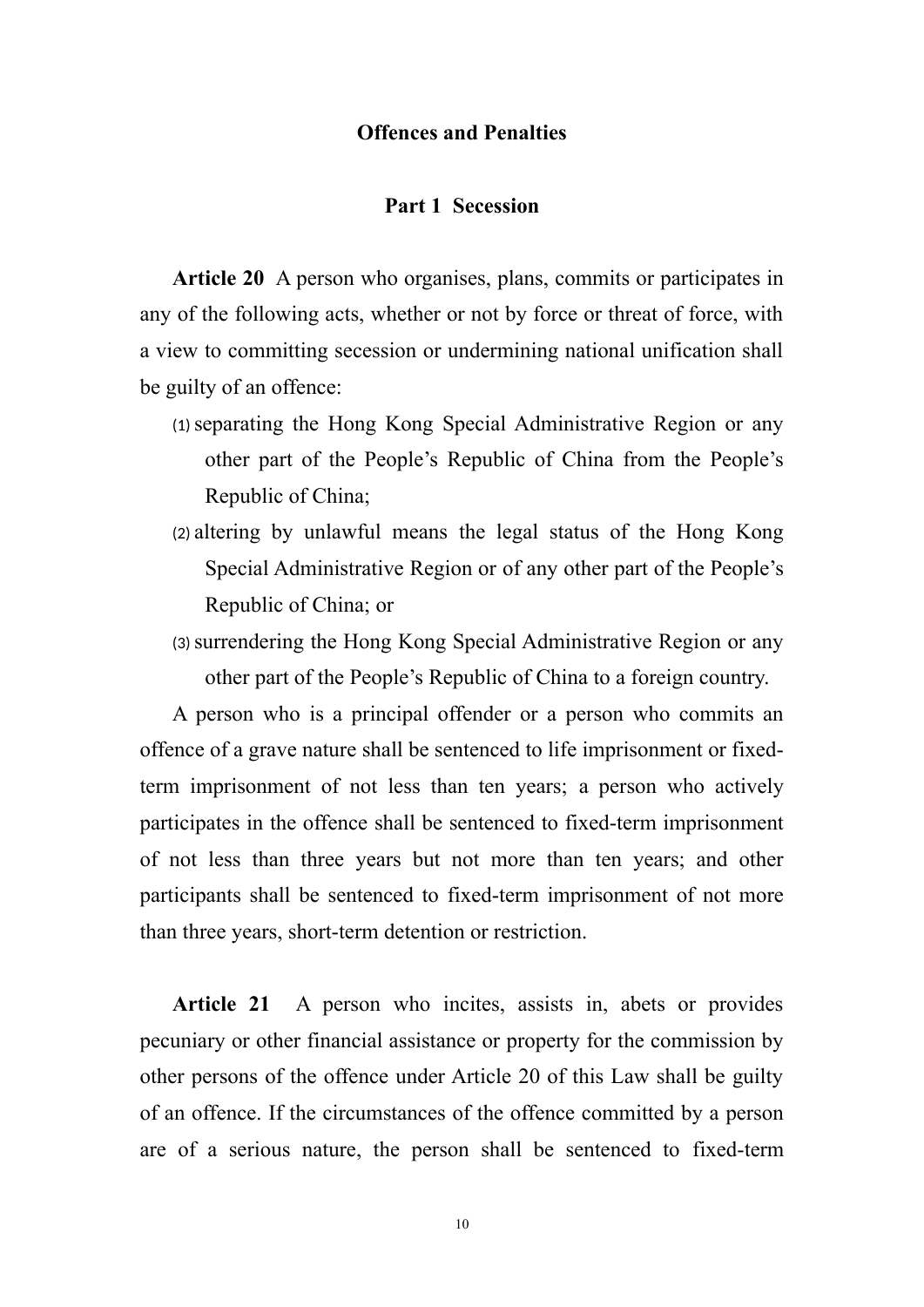## Offences and Penalties

### Part 1 Secession

**Article 20** A person who organises, plans, commits or participates in any of the following acts, whether or not by force or threat of force, with a view to committing secession or undermining national unification shall be guilty of an offence:

(1) separating the Hong Kong Special Administrative Region or any other part of the People's Republic of China from the People's Republic of China;

(2) altering by unlawful means the legal status of the Hong Kong Special Administrative Region or of any other part of the People's Republic of China; or

(3) surrendering the Hong Kong Special Administrative Region or any other part of the People's Republic of China to a foreign country.

A person who is a principal offender or a person who commits an offence of a grave nature shall be sentenced to life imprisonment or fixed-term imprisonment of not less than ten years; a person who actively participates in the offence shall be sentenced to fixed-term imprisonment of not less than three years but not more than ten years; and other participants shall be sentenced to fixed-term imprisonment of not more than three years, short-term detention or restriction.

**Article 21** A person who incites, assists in, abets or provides pecuniary or other financial assistance or property for the commission by other persons of the offence under Article 20 of this Law shall be guilty of an offence. If the circumstances of the offence committed by a person are of a serious nature, the person shall be sentenced to fixed-term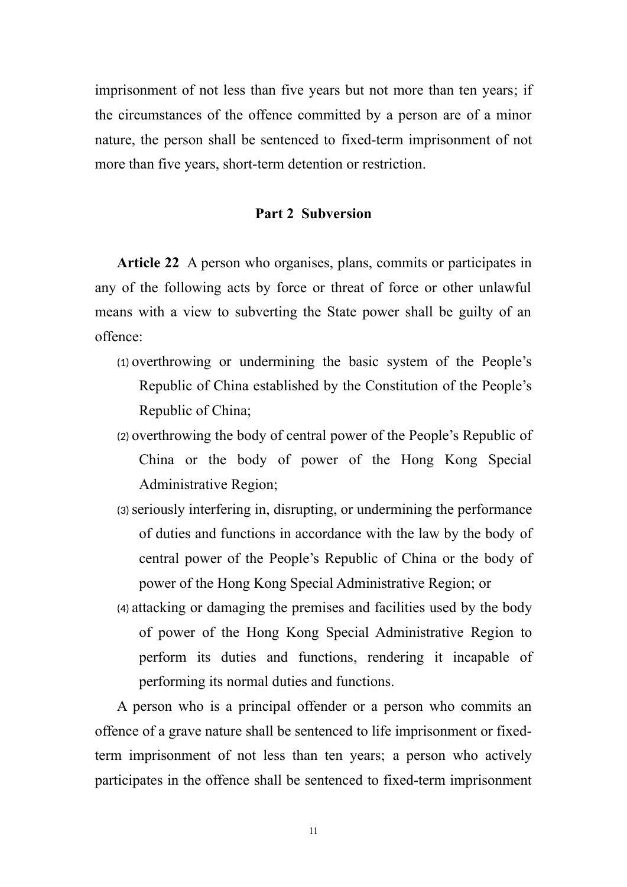imprisonment of not less than five years but not more than ten years; if the circumstances of the offence committed by a person are of a minor nature, the person shall be sentenced to fixed-term imprisonment of not more than five years, short-term detention or restriction.

## Part 2 Subversion

**Article 22** A person who organises, plans, commits or participates in any of the following acts by force or threat of force or other unlawful means with a view to subverting the State power shall be guilty of an offence:

(1) overthrowing or undermining the basic system of the People's Republic of China established by the Constitution of the People's Republic of China;

(2) overthrowing the body of central power of the People's Republic of China or the body of power of the Hong Kong Special Administrative Region;

(3) seriously interfering in, disrupting, or undermining the performance of duties and functions in accordance with the law by the body of central power of the People's Republic of China or the body of power of the Hong Kong Special Administrative Region; or

(4) attacking or damaging the premises and facilities used by the body of power of the Hong Kong Special Administrative Region to perform its duties and functions, rendering it incapable of performing its normal duties and functions.

A person who is a principal offender or a person who commits an offence of a grave nature shall be sentenced to life imprisonment or fixed-term imprisonment of not less than ten years; a person who actively participates in the offence shall be sentenced to fixed-term imprisonment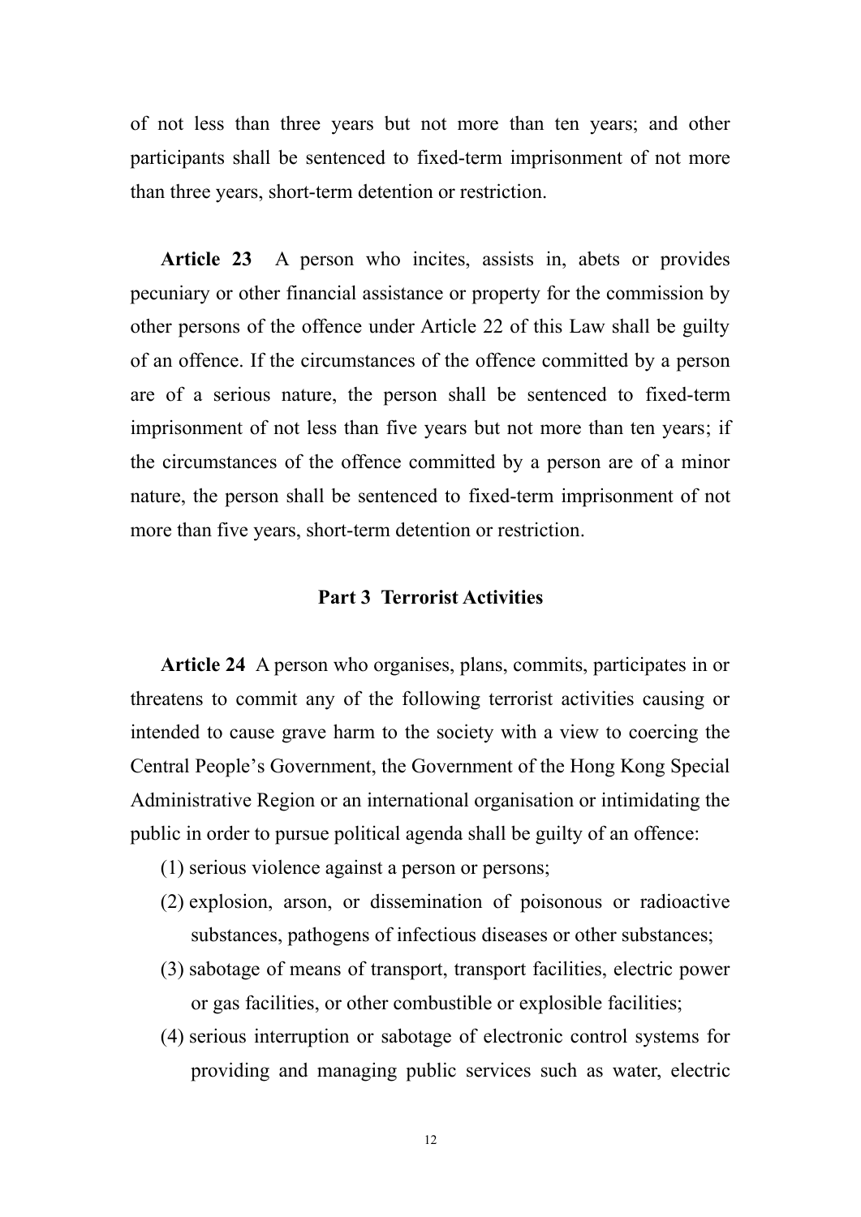of not less than three years but not more than ten years; and other participants shall be sentenced to fixed-term imprisonment of not more than three years, short-term detention or restriction.

**Article 23** A person who incites, assists in, abets or provides pecuniary or other financial assistance or property for the commission by other persons of the offence under Article 22 of this Law shall be guilty of an offence. If the circumstances of the offence committed by a person are of a serious nature, the person shall be sentenced to fixed-term imprisonment of not less than five years but not more than ten years; if the circumstances of the offence committed by a person are of a minor nature, the person shall be sentenced to fixed-term imprisonment of not more than five years, short-term detention or restriction.

## Part 3 Terrorist Activities

**Article 24** A person who organises, plans, commits, participates in or threatens to commit any of the following terrorist activities causing or intended to cause grave harm to the society with a view to coercing the Central People's Government, the Government of the Hong Kong Special Administrative Region or an international organisation or intimidating the public in order to pursue political agenda shall be guilty of an offence:

(1) serious violence against a person or persons;

(2) explosion, arson, or dissemination of poisonous or radioactive substances, pathogens of infectious diseases or other substances;

(3) sabotage of means of transport, transport facilities, electric power or gas facilities, or other combustible or explosible facilities;

(4) serious interruption or sabotage of electronic control systems for providing and managing public services such as water, electric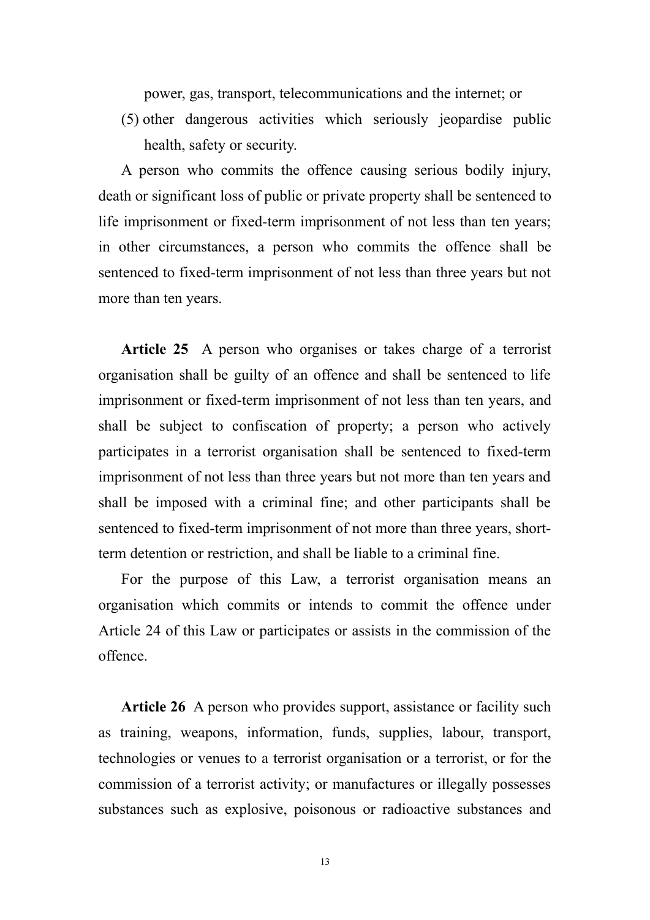power, gas, transport, telecommunications and the internet; or

(5) other dangerous activities which seriously jeopardise public health, safety or security.

A person who commits the offence causing serious bodily injury, death or significant loss of public or private property shall be sentenced to life imprisonment or fixed-term imprisonment of not less than ten years; in other circumstances, a person who commits the offence shall be sentenced to fixed-term imprisonment of not less than three years but not more than ten years.

**Article 25** A person who organises or takes charge of a terrorist organisation shall be guilty of an offence and shall be sentenced to life imprisonment or fixed-term imprisonment of not less than ten years, and shall be subject to confiscation of property; a person who actively participates in a terrorist organisation shall be sentenced to fixed-term imprisonment of not less than three years but not more than ten years and shall be imposed with a criminal fine; and other participants shall be sentenced to fixed-term imprisonment of not more than three years, short-term detention or restriction, and shall be liable to a criminal fine.

For the purpose of this Law, a terrorist organisation means an organisation which commits or intends to commit the offence under Article 24 of this Law or participates or assists in the commission of the offence.

**Article 26** A person who provides support, assistance or facility such as training, weapons, information, funds, supplies, labour, transport, technologies or venues to a terrorist organisation or a terrorist, or for the commission of a terrorist activity; or manufactures or illegally possesses substances such as explosive, poisonous or radioactive substances and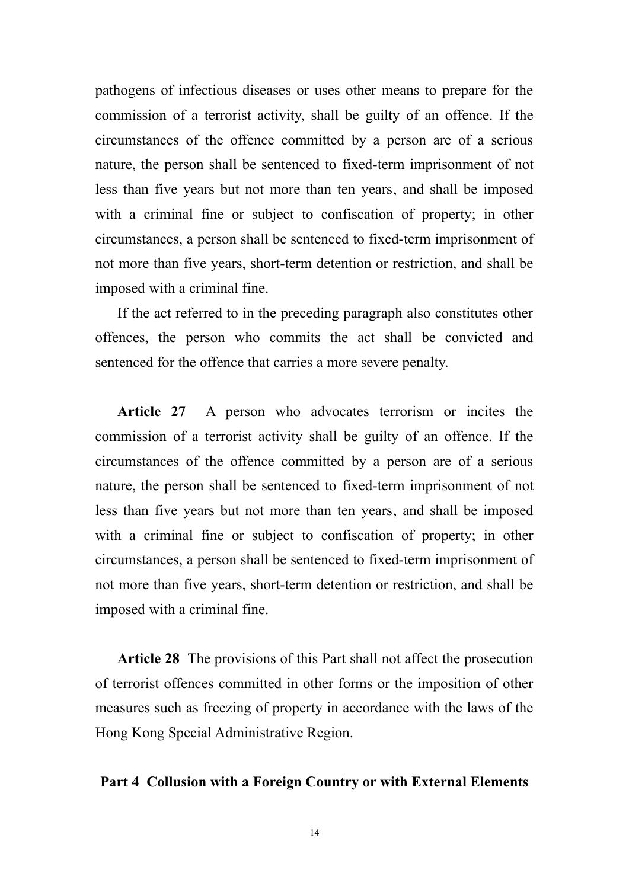pathogens of infectious diseases or uses other means to prepare for the commission of a terrorist activity, shall be guilty of an offence. If the circumstances of the offence committed by a person are of a serious nature, the person shall be sentenced to fixed-term imprisonment of not less than five years but not more than ten years, and shall be imposed with a criminal fine or subject to confiscation of property; in other circumstances, a person shall be sentenced to fixed-term imprisonment of not more than five years, short-term detention or restriction, and shall be imposed with a criminal fine.

If the act referred to in the preceding paragraph also constitutes other offences, the person who commits the act shall be convicted and sentenced for the offence that carries a more severe penalty.

**Article 27** A person who advocates terrorism or incites the commission of a terrorist activity shall be guilty of an offence. If the circumstances of the offence committed by a person are of a serious nature, the person shall be sentenced to fixed-term imprisonment of not less than five years but not more than ten years, and shall be imposed with a criminal fine or subject to confiscation of property; in other circumstances, a person shall be sentenced to fixed-term imprisonment of not more than five years, short-term detention or restriction, and shall be imposed with a criminal fine.

**Article 28** The provisions of this Part shall not affect the prosecution of terrorist offences committed in other forms or the imposition of other measures such as freezing of property in accordance with the laws of the Hong Kong Special Administrative Region.

## Part 4 Collusion with a Foreign Country or with External Elements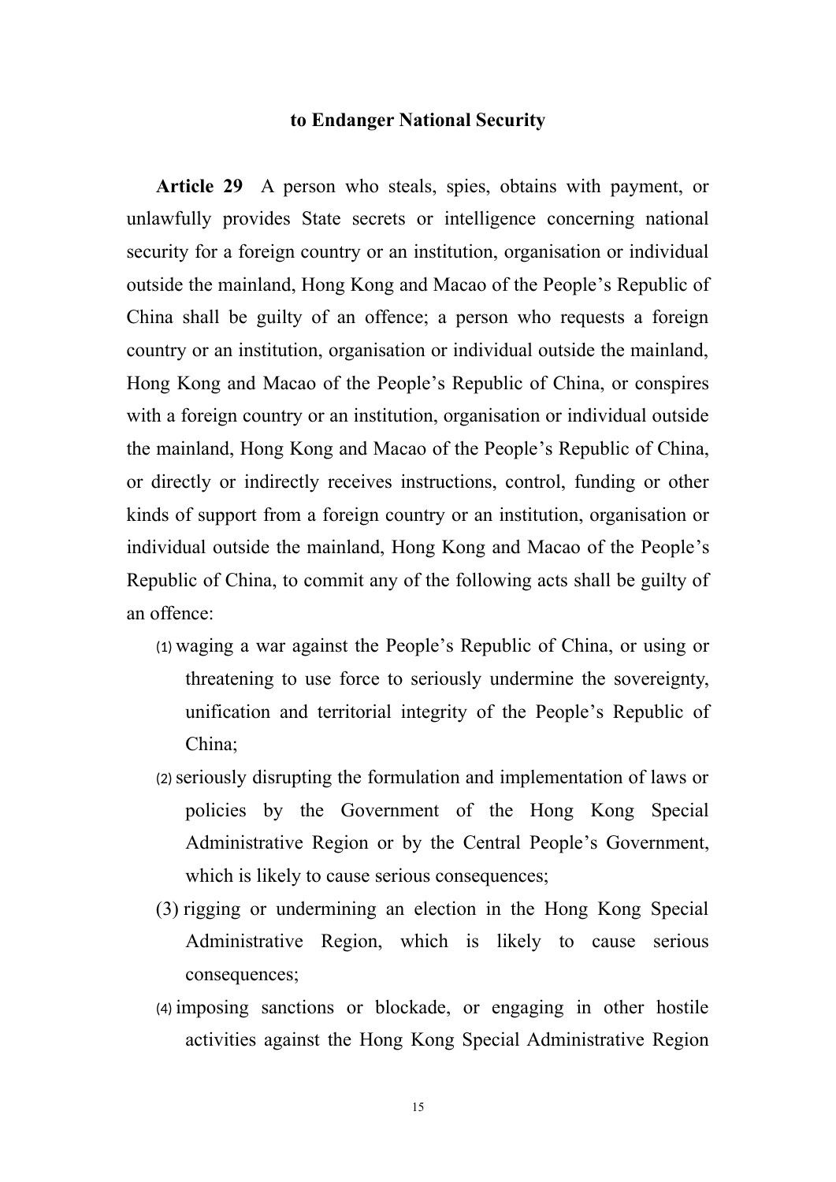**to Endanger National Security**

**Article 29** A person who steals, spies, obtains with payment, or unlawfully provides State secrets or intelligence concerning national security for a foreign country or an institution, organisation or individual outside the mainland, Hong Kong and Macao of the People's Republic of China shall be guilty of an offence; a person who requests a foreign country or an institution, organisation or individual outside the mainland, Hong Kong and Macao of the People's Republic of China, or conspires with a foreign country or an institution, organisation or individual outside the mainland, Hong Kong and Macao of the People's Republic of China, or directly or indirectly receives instructions, control, funding or other kinds of support from a foreign country or an institution, organisation or individual outside the mainland, Hong Kong and Macao of the People's Republic of China, to commit any of the following acts shall be guilty of an offence:

(1) waging a war against the People's Republic of China, or using or threatening to use force to seriously undermine the sovereignty, unification and territorial integrity of the People's Republic of China;

(2) seriously disrupting the formulation and implementation of laws or policies by the Government of the Hong Kong Special Administrative Region or by the Central People's Government, which is likely to cause serious consequences;

(3) rigging or undermining an election in the Hong Kong Special Administrative Region, which is likely to cause serious consequences;

(4) imposing sanctions or blockade, or engaging in other hostile activities against the Hong Kong Special Administrative Region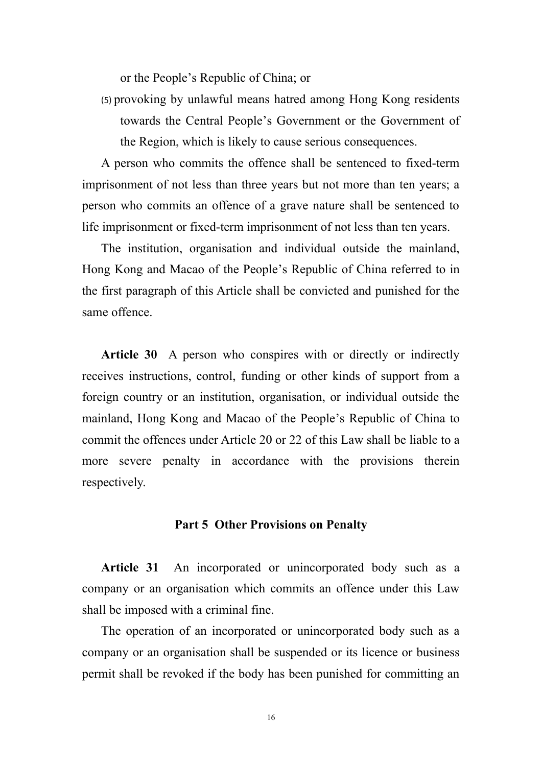or the People's Republic of China; or

(5) provoking by unlawful means hatred among Hong Kong residents towards the Central People's Government or the Government of the Region, which is likely to cause serious consequences.

A person who commits the offence shall be sentenced to fixed-term imprisonment of not less than three years but not more than ten years; a person who commits an offence of a grave nature shall be sentenced to life imprisonment or fixed-term imprisonment of not less than ten years.

The institution, organisation and individual outside the mainland, Hong Kong and Macao of the People's Republic of China referred to in the first paragraph of this Article shall be convicted and punished for the same offence.

**Article 30** A person who conspires with or directly or indirectly receives instructions, control, funding or other kinds of support from a foreign country or an institution, organisation, or individual outside the mainland, Hong Kong and Macao of the People's Republic of China to commit the offences under Article 20 or 22 of this Law shall be liable to a more severe penalty in accordance with the provisions therein respectively.

## Part 5 Other Provisions on Penalty

**Article 31** An incorporated or unincorporated body such as a company or an organisation which commits an offence under this Law shall be imposed with a criminal fine.

The operation of an incorporated or unincorporated body such as a company or an organisation shall be suspended or its licence or business permit shall be revoked if the body has been punished for committing an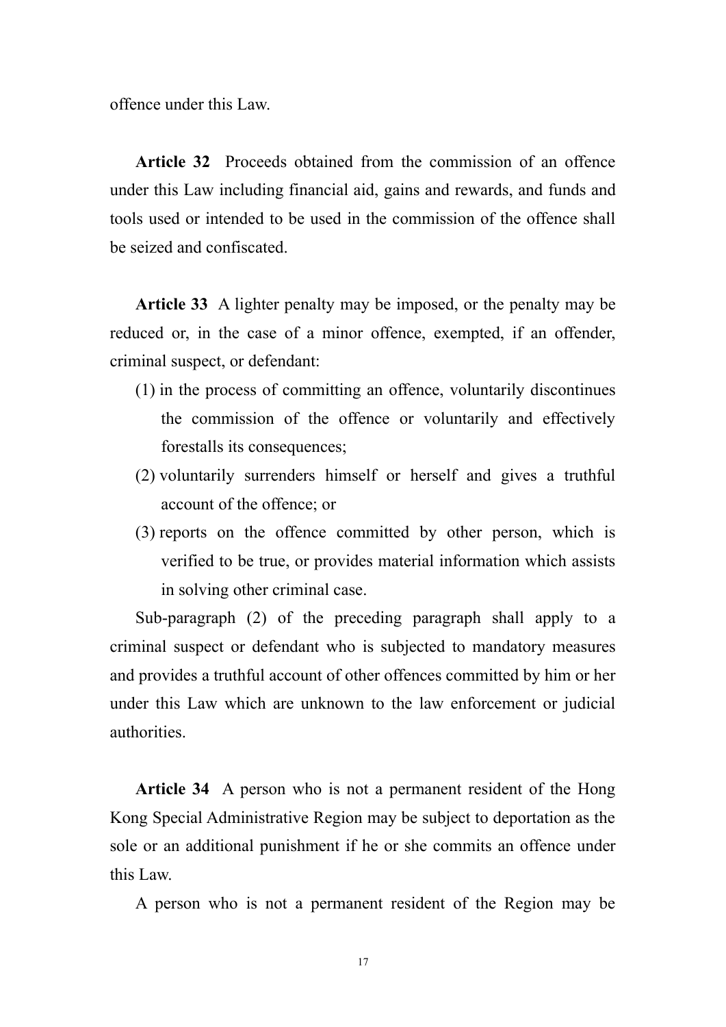offence under this Law.

**Article 32** Proceeds obtained from the commission of an offence under this Law including financial aid, gains and rewards, and funds and tools used or intended to be used in the commission of the offence shall be seized and confiscated.

**Article 33** A lighter penalty may be imposed, or the penalty may be reduced or, in the case of a minor offence, exempted, if an offender, criminal suspect, or defendant:

(1) in the process of committing an offence, voluntarily discontinues the commission of the offence or voluntarily and effectively forestalls its consequences;

(2) voluntarily surrenders himself or herself and gives a truthful account of the offence; or

(3) reports on the offence committed by other person, which is verified to be true, or provides material information which assists in solving other criminal case.

Sub-paragraph (2) of the preceding paragraph shall apply to a criminal suspect or defendant who is subjected to mandatory measures and provides a truthful account of other offences committed by him or her under this Law which are unknown to the law enforcement or judicial authorities.

**Article 34** A person who is not a permanent resident of the Hong Kong Special Administrative Region may be subject to deportation as the sole or an additional punishment if he or she commits an offence under this Law.

A person who is not a permanent resident of the Region may be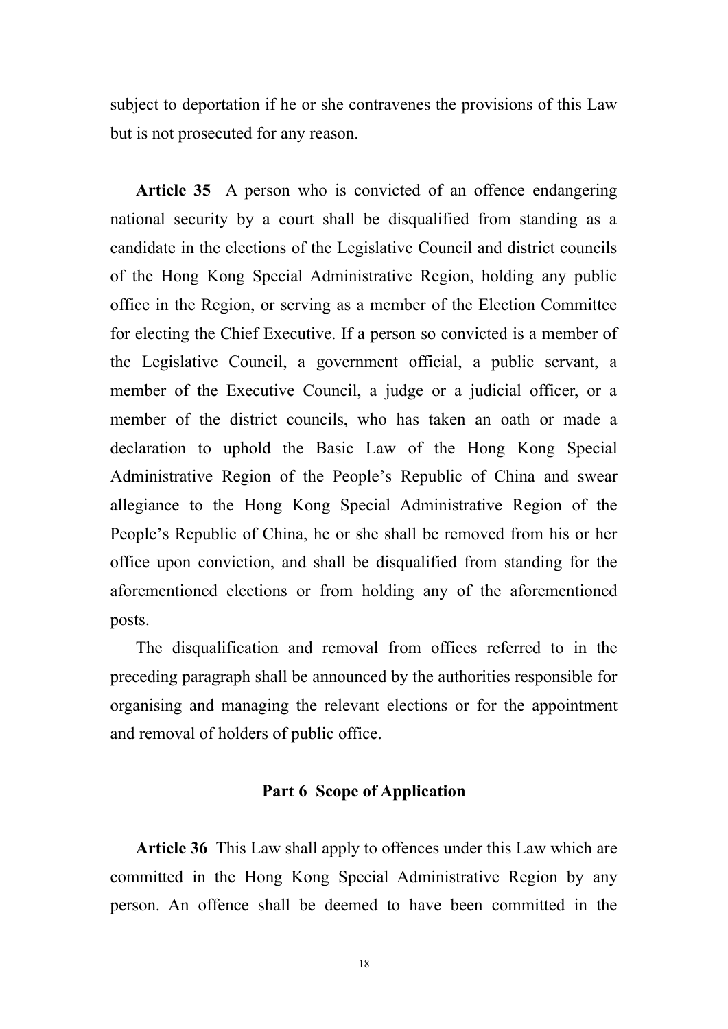subject to deportation if he or she contravenes the provisions of this Law but is not prosecuted for any reason.

**Article 35** A person who is convicted of an offence endangering national security by a court shall be disqualified from standing as a candidate in the elections of the Legislative Council and district councils of the Hong Kong Special Administrative Region, holding any public office in the Region, or serving as a member of the Election Committee for electing the Chief Executive. If a person so convicted is a member of the Legislative Council, a government official, a public servant, a member of the Executive Council, a judge or a judicial officer, or a member of the district councils, who has taken an oath or made a declaration to uphold the Basic Law of the Hong Kong Special Administrative Region of the People's Republic of China and swear allegiance to the Hong Kong Special Administrative Region of the People's Republic of China, he or she shall be removed from his or her office upon conviction, and shall be disqualified from standing for the aforementioned elections or from holding any of the aforementioned posts.

The disqualification and removal from offices referred to in the preceding paragraph shall be announced by the authorities responsible for organising and managing the relevant elections or for the appointment and removal of holders of public office.

## Part 6 Scope of Application

**Article 36** This Law shall apply to offences under this Law which are committed in the Hong Kong Special Administrative Region by any person. An offence shall be deemed to have been committed in the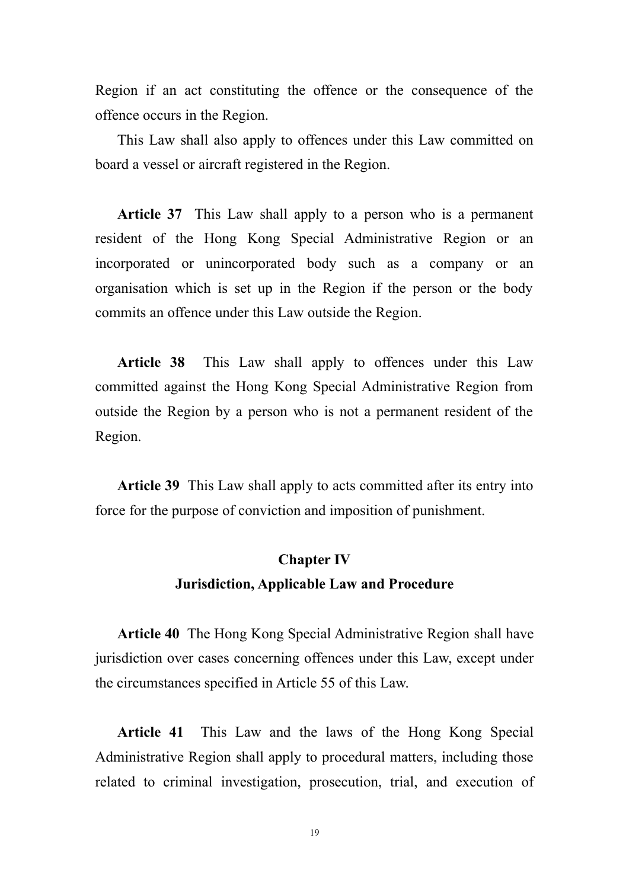Region if an act constituting the offence or the consequence of the offence occurs in the Region.

This Law shall also apply to offences under this Law committed on board a vessel or aircraft registered in the Region.

**Article 37** This Law shall apply to a person who is a permanent resident of the Hong Kong Special Administrative Region or an incorporated or unincorporated body such as a company or an organisation which is set up in the Region if the person or the body commits an offence under this Law outside the Region.

**Article 38** This Law shall apply to offences under this Law committed against the Hong Kong Special Administrative Region from outside the Region by a person who is not a permanent resident of the Region.

**Article 39** This Law shall apply to acts committed after its entry into force for the purpose of conviction and imposition of punishment.

## Chapter IV
## Jurisdiction, Applicable Law and Procedure

**Article 40** The Hong Kong Special Administrative Region shall have jurisdiction over cases concerning offences under this Law, except under the circumstances specified in Article 55 of this Law.

**Article 41** This Law and the laws of the Hong Kong Special Administrative Region shall apply to procedural matters, including those related to criminal investigation, prosecution, trial, and execution of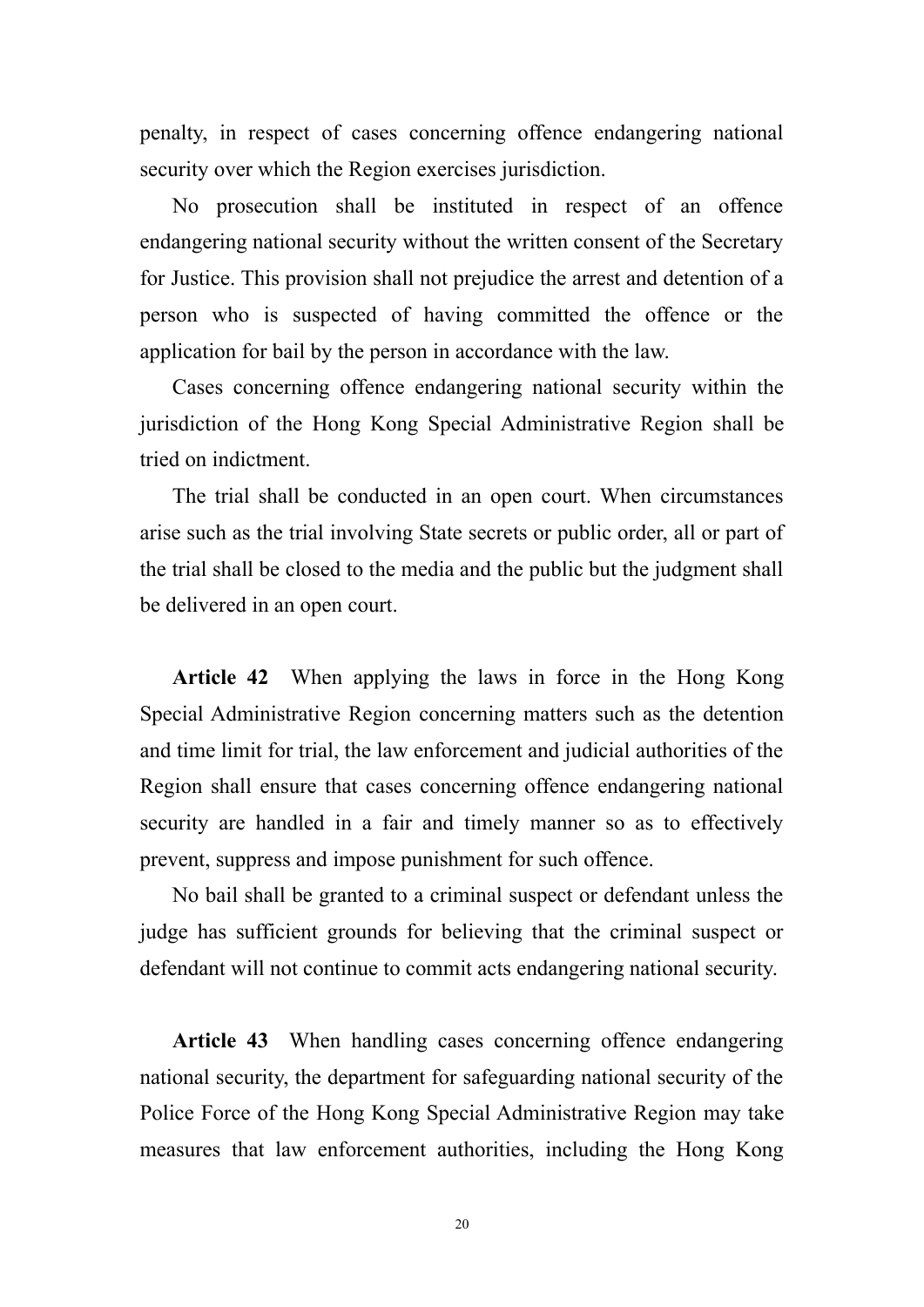penalty, in respect of cases concerning offence endangering national security over which the Region exercises jurisdiction.

No prosecution shall be instituted in respect of an offence endangering national security without the written consent of the Secretary for Justice. This provision shall not prejudice the arrest and detention of a person who is suspected of having committed the offence or the application for bail by the person in accordance with the law.

Cases concerning offence endangering national security within the jurisdiction of the Hong Kong Special Administrative Region shall be tried on indictment.

The trial shall be conducted in an open court. When circumstances arise such as the trial involving State secrets or public order, all or part of the trial shall be closed to the media and the public but the judgment shall be delivered in an open court.

**Article 42** When applying the laws in force in the Hong Kong Special Administrative Region concerning matters such as the detention and time limit for trial, the law enforcement and judicial authorities of the Region shall ensure that cases concerning offence endangering national security are handled in a fair and timely manner so as to effectively prevent, suppress and impose punishment for such offence.

No bail shall be granted to a criminal suspect or defendant unless the judge has sufficient grounds for believing that the criminal suspect or defendant will not continue to commit acts endangering national security.

**Article 43** When handling cases concerning offence endangering national security, the department for safeguarding national security of the Police Force of the Hong Kong Special Administrative Region may take measures that law enforcement authorities, including the Hong Kong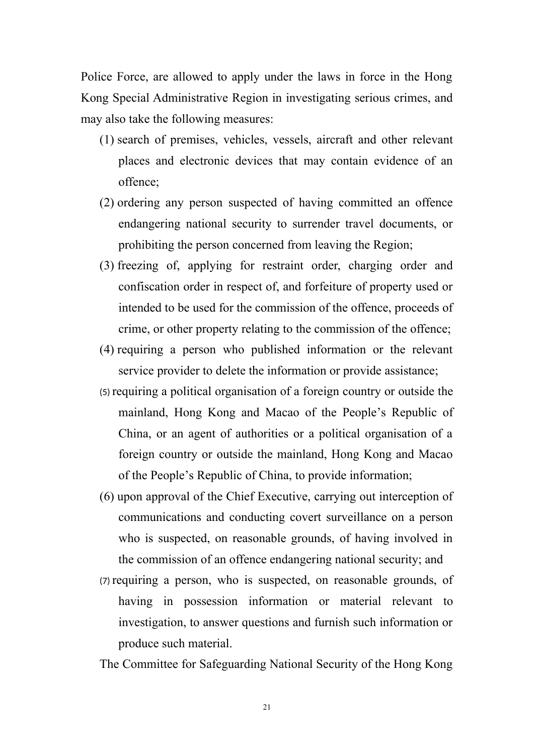Police Force, are allowed to apply under the laws in force in the Hong Kong Special Administrative Region in investigating serious crimes, and may also take the following measures:

(1) search of premises, vehicles, vessels, aircraft and other relevant places and electronic devices that may contain evidence of an offence;

(2) ordering any person suspected of having committed an offence endangering national security to surrender travel documents, or prohibiting the person concerned from leaving the Region;

(3) freezing of, applying for restraint order, charging order and confiscation order in respect of, and forfeiture of property used or intended to be used for the commission of the offence, proceeds of crime, or other property relating to the commission of the offence;

(4) requiring a person who published information or the relevant service provider to delete the information or provide assistance;

(5) requiring a political organisation of a foreign country or outside the mainland, Hong Kong and Macao of the People's Republic of China, or an agent of authorities or a political organisation of a foreign country or outside the mainland, Hong Kong and Macao of the People's Republic of China, to provide information;

(6) upon approval of the Chief Executive, carrying out interception of communications and conducting covert surveillance on a person who is suspected, on reasonable grounds, of having involved in the commission of an offence endangering national security; and

(7) requiring a person, who is suspected, on reasonable grounds, of having in possession information or material relevant to investigation, to answer questions and furnish such information or produce such material.

The Committee for Safeguarding National Security of the Hong Kong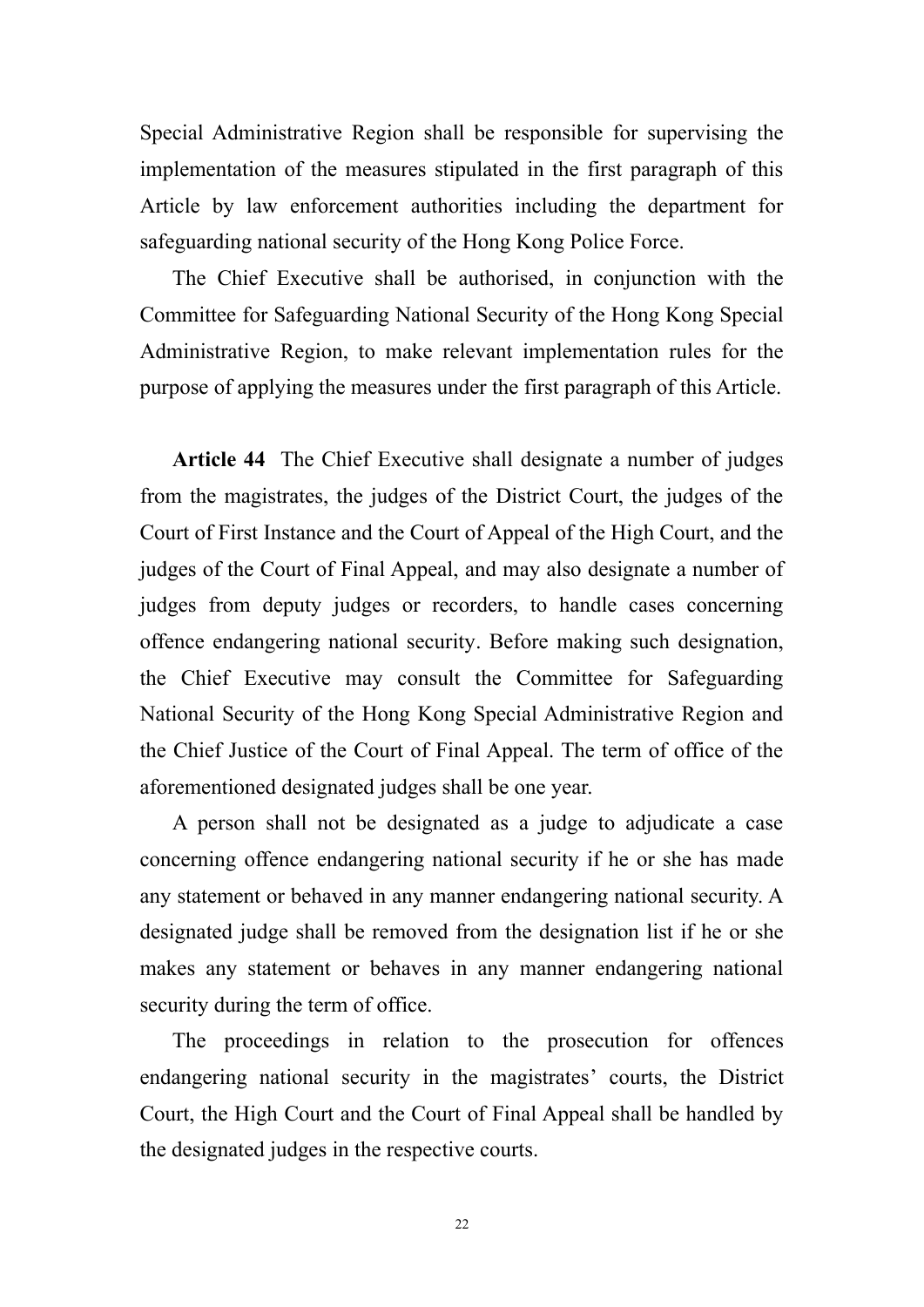Special Administrative Region shall be responsible for supervising the implementation of the measures stipulated in the first paragraph of this Article by law enforcement authorities including the department for safeguarding national security of the Hong Kong Police Force.

The Chief Executive shall be authorised, in conjunction with the Committee for Safeguarding National Security of the Hong Kong Special Administrative Region, to make relevant implementation rules for the purpose of applying the measures under the first paragraph of this Article.

**Article 44** The Chief Executive shall designate a number of judges from the magistrates, the judges of the District Court, the judges of the Court of First Instance and the Court of Appeal of the High Court, and the judges of the Court of Final Appeal, and may also designate a number of judges from deputy judges or recorders, to handle cases concerning offence endangering national security. Before making such designation, the Chief Executive may consult the Committee for Safeguarding National Security of the Hong Kong Special Administrative Region and the Chief Justice of the Court of Final Appeal. The term of office of the aforementioned designated judges shall be one year.

A person shall not be designated as a judge to adjudicate a case concerning offence endangering national security if he or she has made any statement or behaved in any manner endangering national security. A designated judge shall be removed from the designation list if he or she makes any statement or behaves in any manner endangering national security during the term of office.

The proceedings in relation to the prosecution for offences endangering national security in the magistrates' courts, the District Court, the High Court and the Court of Final Appeal shall be handled by the designated judges in the respective courts.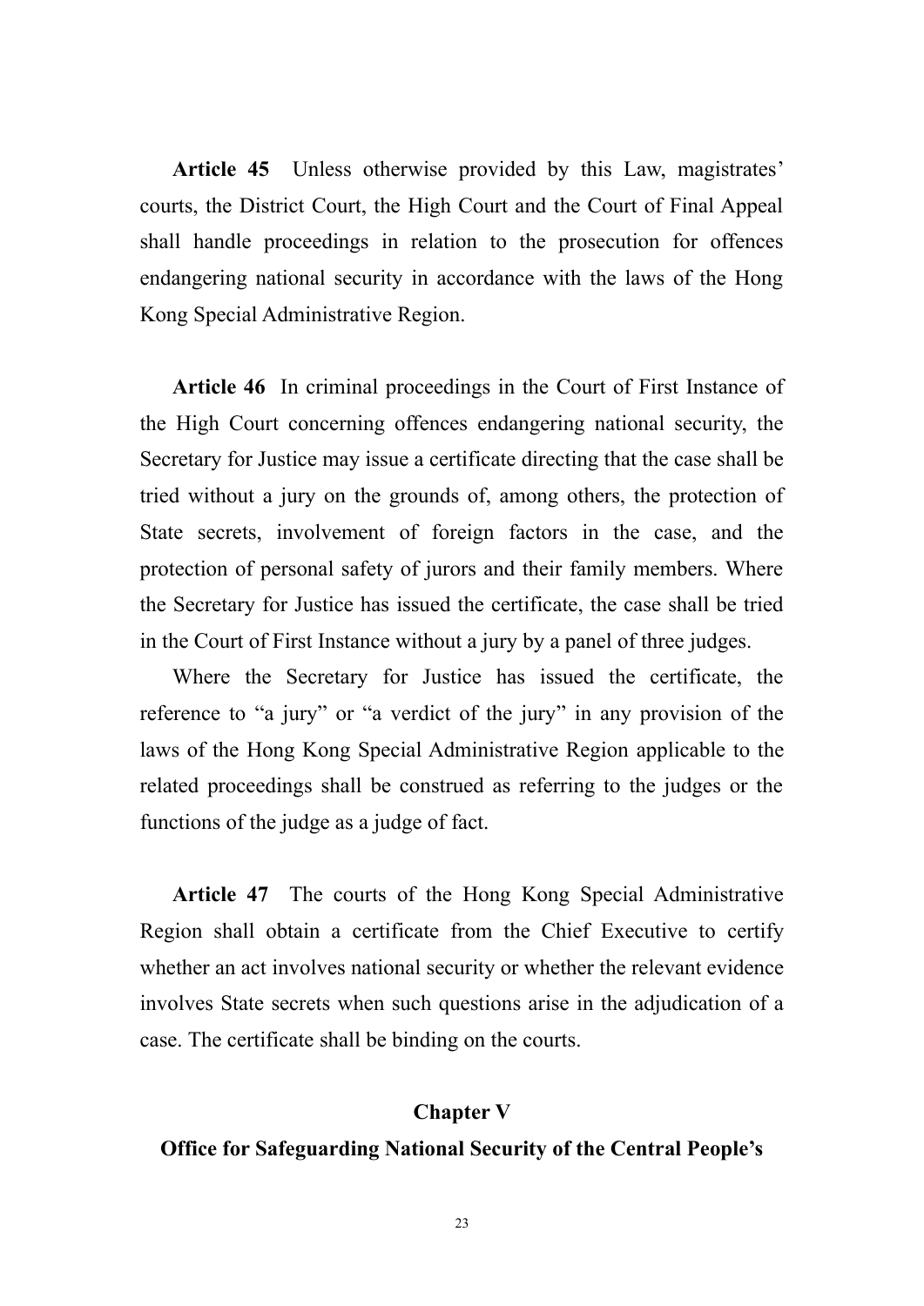**Article 45** Unless otherwise provided by this Law, magistrates' courts, the District Court, the High Court and the Court of Final Appeal shall handle proceedings in relation to the prosecution for offences endangering national security in accordance with the laws of the Hong Kong Special Administrative Region.

**Article 46** In criminal proceedings in the Court of First Instance of the High Court concerning offences endangering national security, the Secretary for Justice may issue a certificate directing that the case shall be tried without a jury on the grounds of, among others, the protection of State secrets, involvement of foreign factors in the case, and the protection of personal safety of jurors and their family members. Where the Secretary for Justice has issued the certificate, the case shall be tried in the Court of First Instance without a jury by a panel of three judges.

Where the Secretary for Justice has issued the certificate, the reference to "a jury" or "a verdict of the jury" in any provision of the laws of the Hong Kong Special Administrative Region applicable to the related proceedings shall be construed as referring to the judges or the functions of the judge as a judge of fact.

**Article 47** The courts of the Hong Kong Special Administrative Region shall obtain a certificate from the Chief Executive to certify whether an act involves national security or whether the relevant evidence involves State secrets when such questions arise in the adjudication of a case. The certificate shall be binding on the courts.

## Chapter V

## Office for Safeguarding National Security of the Central People's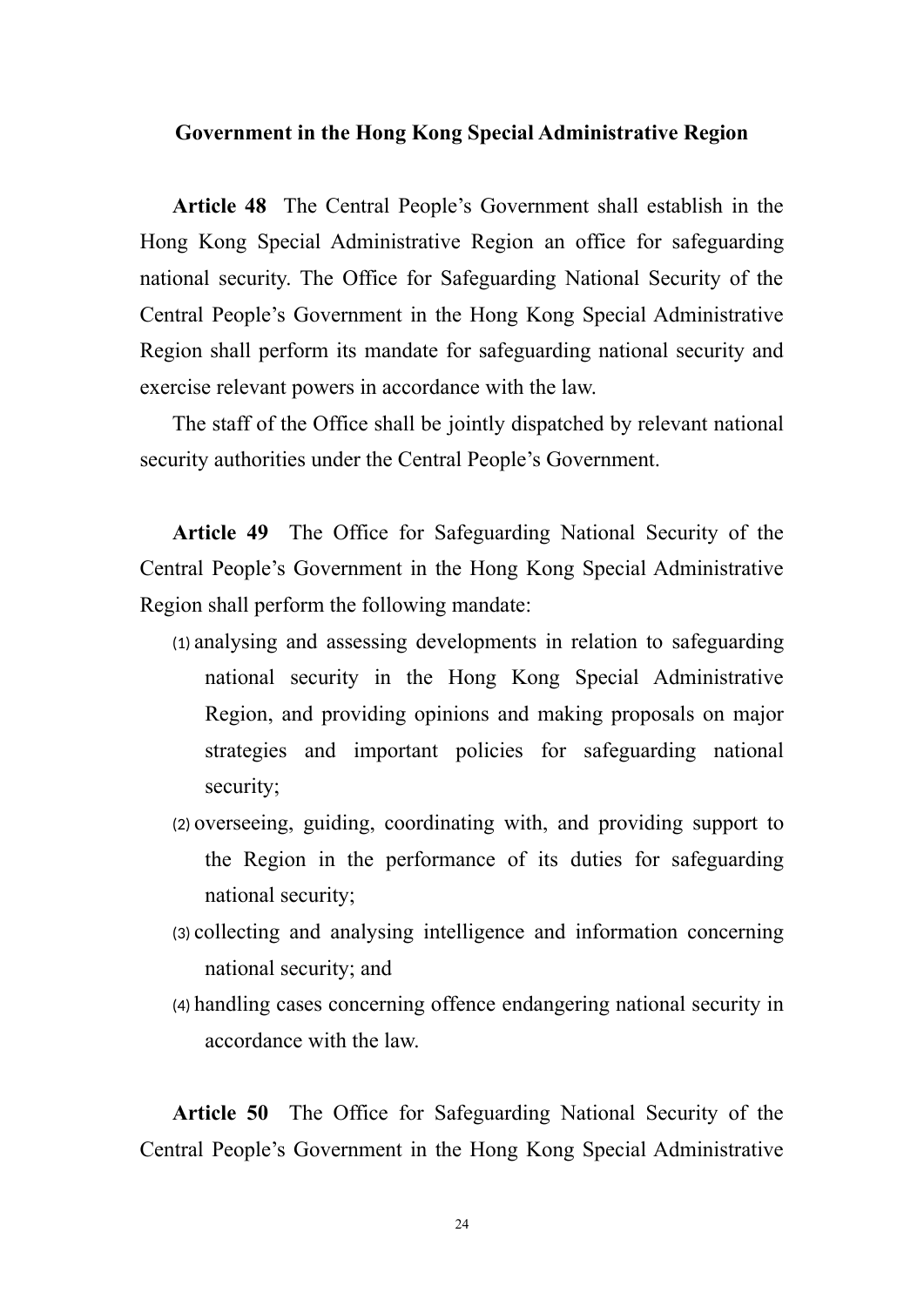**Government in the Hong Kong Special Administrative Region**

**Article 48** The Central People's Government shall establish in the Hong Kong Special Administrative Region an office for safeguarding national security. The Office for Safeguarding National Security of the Central People's Government in the Hong Kong Special Administrative Region shall perform its mandate for safeguarding national security and exercise relevant powers in accordance with the law.

The staff of the Office shall be jointly dispatched by relevant national security authorities under the Central People's Government.

**Article 49** The Office for Safeguarding National Security of the Central People's Government in the Hong Kong Special Administrative Region shall perform the following mandate:

(1) analysing and assessing developments in relation to safeguarding national security in the Hong Kong Special Administrative Region, and providing opinions and making proposals on major strategies and important policies for safeguarding national security;

(2) overseeing, guiding, coordinating with, and providing support to the Region in the performance of its duties for safeguarding national security;

(3) collecting and analysing intelligence and information concerning national security; and

(4) handling cases concerning offence endangering national security in accordance with the law.

**Article 50** The Office for Safeguarding National Security of the Central People's Government in the Hong Kong Special Administrative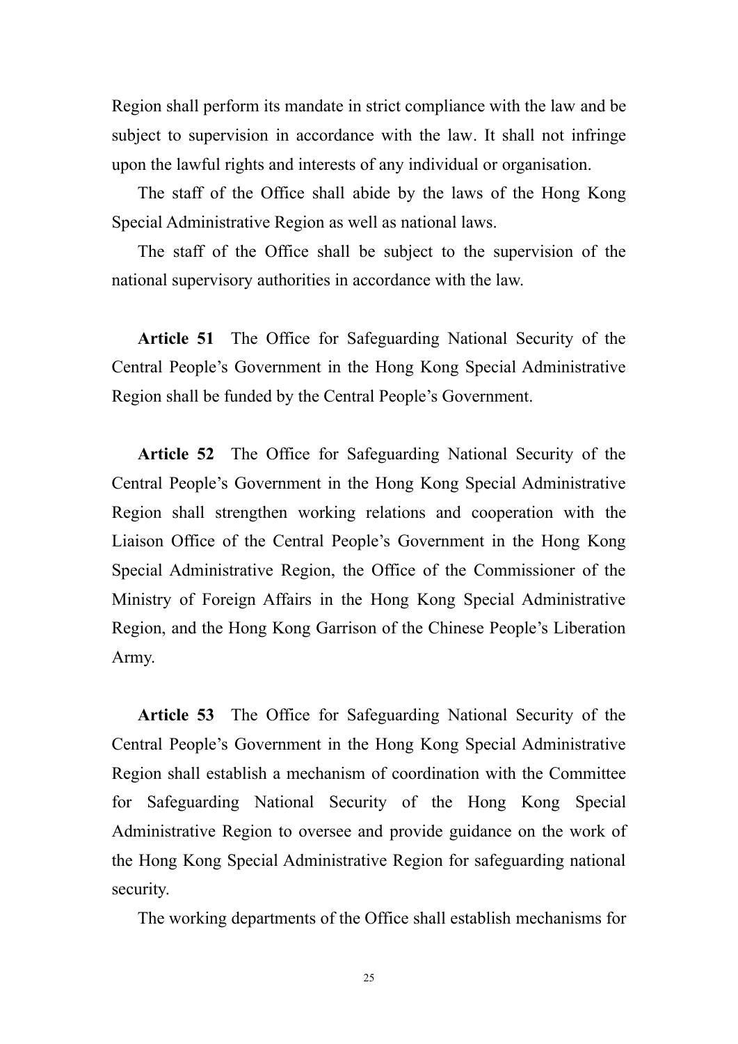Region shall perform its mandate in strict compliance with the law and be subject to supervision in accordance with the law. It shall not infringe upon the lawful rights and interests of any individual or organisation.

The staff of the Office shall abide by the laws of the Hong Kong Special Administrative Region as well as national laws.

The staff of the Office shall be subject to the supervision of the national supervisory authorities in accordance with the law.

**Article 51** The Office for Safeguarding National Security of the Central People's Government in the Hong Kong Special Administrative Region shall be funded by the Central People's Government.

**Article 52** The Office for Safeguarding National Security of the Central People's Government in the Hong Kong Special Administrative Region shall strengthen working relations and cooperation with the Liaison Office of the Central People's Government in the Hong Kong Special Administrative Region, the Office of the Commissioner of the Ministry of Foreign Affairs in the Hong Kong Special Administrative Region, and the Hong Kong Garrison of the Chinese People's Liberation Army.

**Article 53** The Office for Safeguarding National Security of the Central People's Government in the Hong Kong Special Administrative Region shall establish a mechanism of coordination with the Committee for Safeguarding National Security of the Hong Kong Special Administrative Region to oversee and provide guidance on the work of the Hong Kong Special Administrative Region for safeguarding national security.

The working departments of the Office shall establish mechanisms for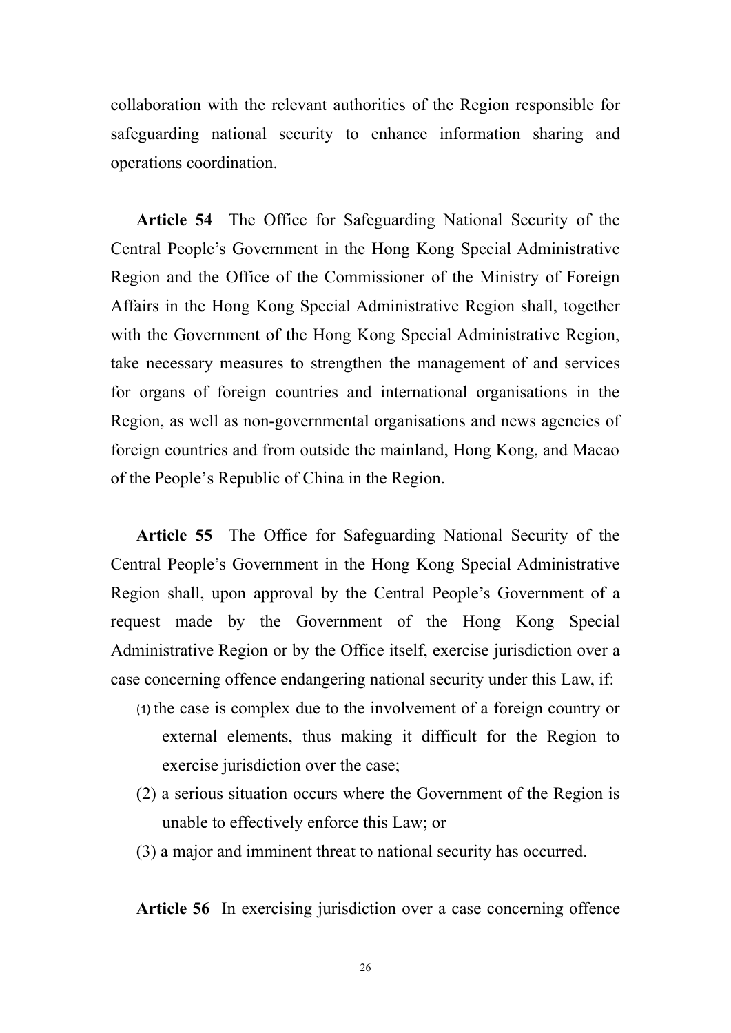collaboration with the relevant authorities of the Region responsible for safeguarding national security to enhance information sharing and operations coordination.

**Article 54** The Office for Safeguarding National Security of the Central People's Government in the Hong Kong Special Administrative Region and the Office of the Commissioner of the Ministry of Foreign Affairs in the Hong Kong Special Administrative Region shall, together with the Government of the Hong Kong Special Administrative Region, take necessary measures to strengthen the management of and services for organs of foreign countries and international organisations in the Region, as well as non-governmental organisations and news agencies of foreign countries and from outside the mainland, Hong Kong, and Macao of the People's Republic of China in the Region.

**Article 55** The Office for Safeguarding National Security of the Central People's Government in the Hong Kong Special Administrative Region shall, upon approval by the Central People's Government of a request made by the Government of the Hong Kong Special Administrative Region or by the Office itself, exercise jurisdiction over a case concerning offence endangering national security under this Law, if:

(1) the case is complex due to the involvement of a foreign country or external elements, thus making it difficult for the Region to exercise jurisdiction over the case;

(2) a serious situation occurs where the Government of the Region is unable to effectively enforce this Law; or

(3) a major and imminent threat to national security has occurred.

**Article 56** In exercising jurisdiction over a case concerning offence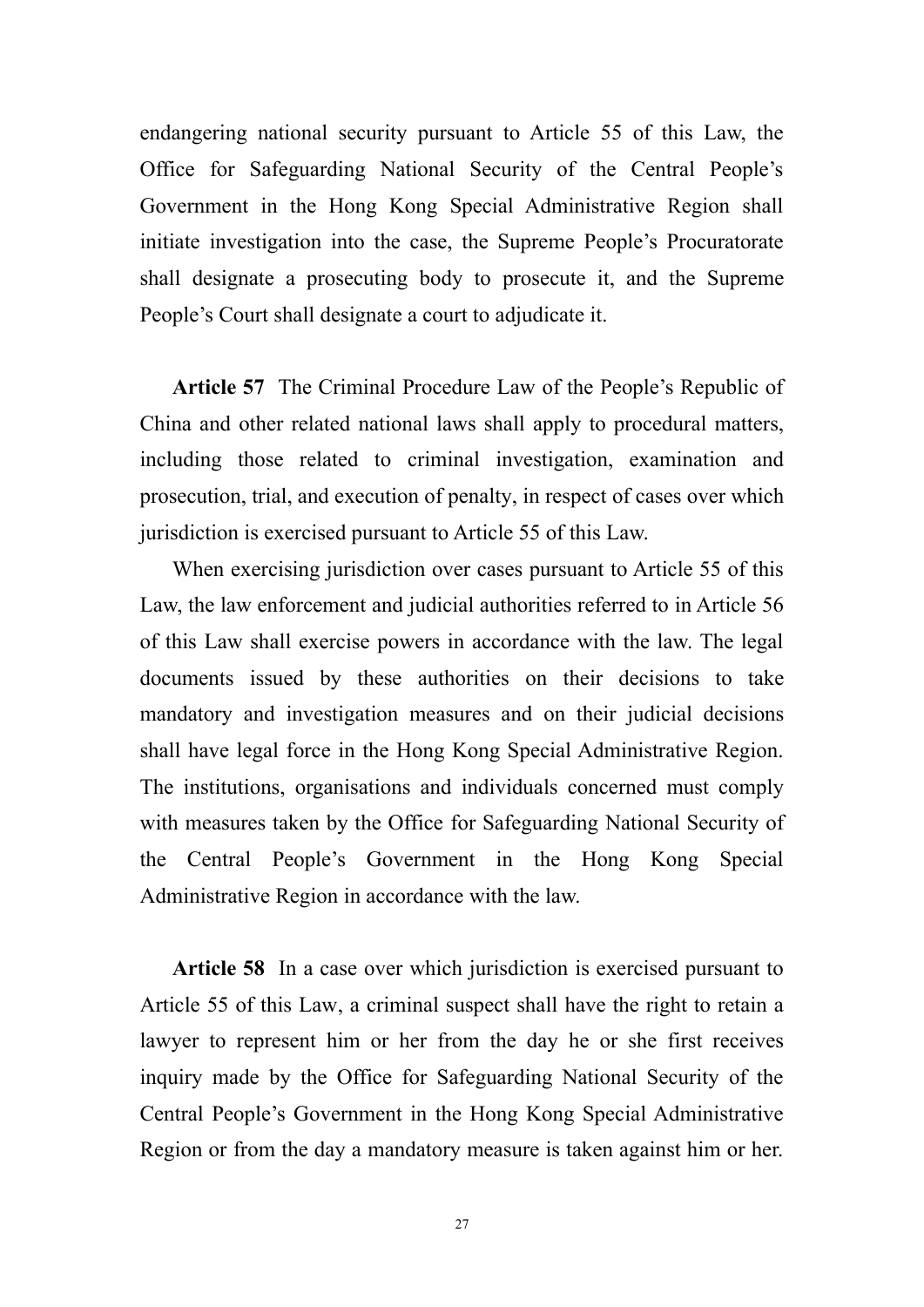endangering national security pursuant to Article 55 of this Law, the Office for Safeguarding National Security of the Central People's Government in the Hong Kong Special Administrative Region shall initiate investigation into the case, the Supreme People's Procuratorate shall designate a prosecuting body to prosecute it, and the Supreme People's Court shall designate a court to adjudicate it.

**Article 57** The Criminal Procedure Law of the People's Republic of China and other related national laws shall apply to procedural matters, including those related to criminal investigation, examination and prosecution, trial, and execution of penalty, in respect of cases over which jurisdiction is exercised pursuant to Article 55 of this Law.

When exercising jurisdiction over cases pursuant to Article 55 of this Law, the law enforcement and judicial authorities referred to in Article 56 of this Law shall exercise powers in accordance with the law. The legal documents issued by these authorities on their decisions to take mandatory and investigation measures and on their judicial decisions shall have legal force in the Hong Kong Special Administrative Region. The institutions, organisations and individuals concerned must comply with measures taken by the Office for Safeguarding National Security of the Central People's Government in the Hong Kong Special Administrative Region in accordance with the law.

**Article 58** In a case over which jurisdiction is exercised pursuant to Article 55 of this Law, a criminal suspect shall have the right to retain a lawyer to represent him or her from the day he or she first receives inquiry made by the Office for Safeguarding National Security of the Central People's Government in the Hong Kong Special Administrative Region or from the day a mandatory measure is taken against him or her.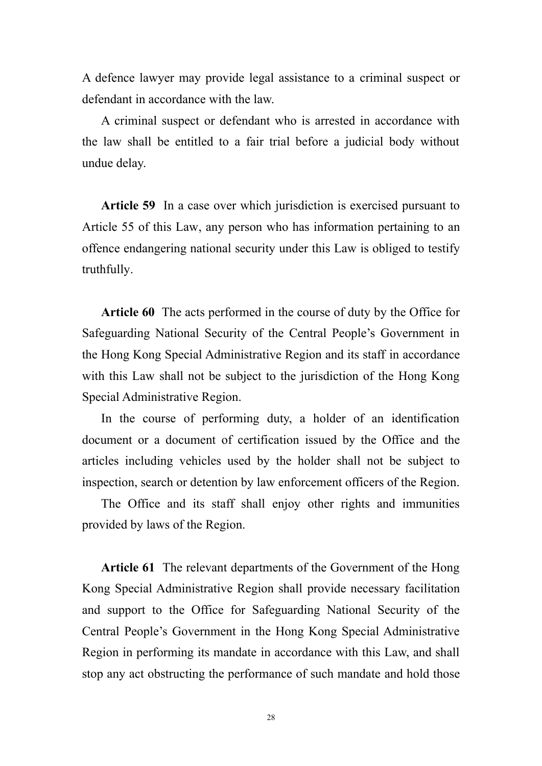A defence lawyer may provide legal assistance to a criminal suspect or defendant in accordance with the law.

A criminal suspect or defendant who is arrested in accordance with the law shall be entitled to a fair trial before a judicial body without undue delay.

**Article 59** In a case over which jurisdiction is exercised pursuant to Article 55 of this Law, any person who has information pertaining to an offence endangering national security under this Law is obliged to testify truthfully.

**Article 60** The acts performed in the course of duty by the Office for Safeguarding National Security of the Central People's Government in the Hong Kong Special Administrative Region and its staff in accordance with this Law shall not be subject to the jurisdiction of the Hong Kong Special Administrative Region.

In the course of performing duty, a holder of an identification document or a document of certification issued by the Office and the articles including vehicles used by the holder shall not be subject to inspection, search or detention by law enforcement officers of the Region.

The Office and its staff shall enjoy other rights and immunities provided by laws of the Region.

**Article 61** The relevant departments of the Government of the Hong Kong Special Administrative Region shall provide necessary facilitation and support to the Office for Safeguarding National Security of the Central People's Government in the Hong Kong Special Administrative Region in performing its mandate in accordance with this Law, and shall stop any act obstructing the performance of such mandate and hold those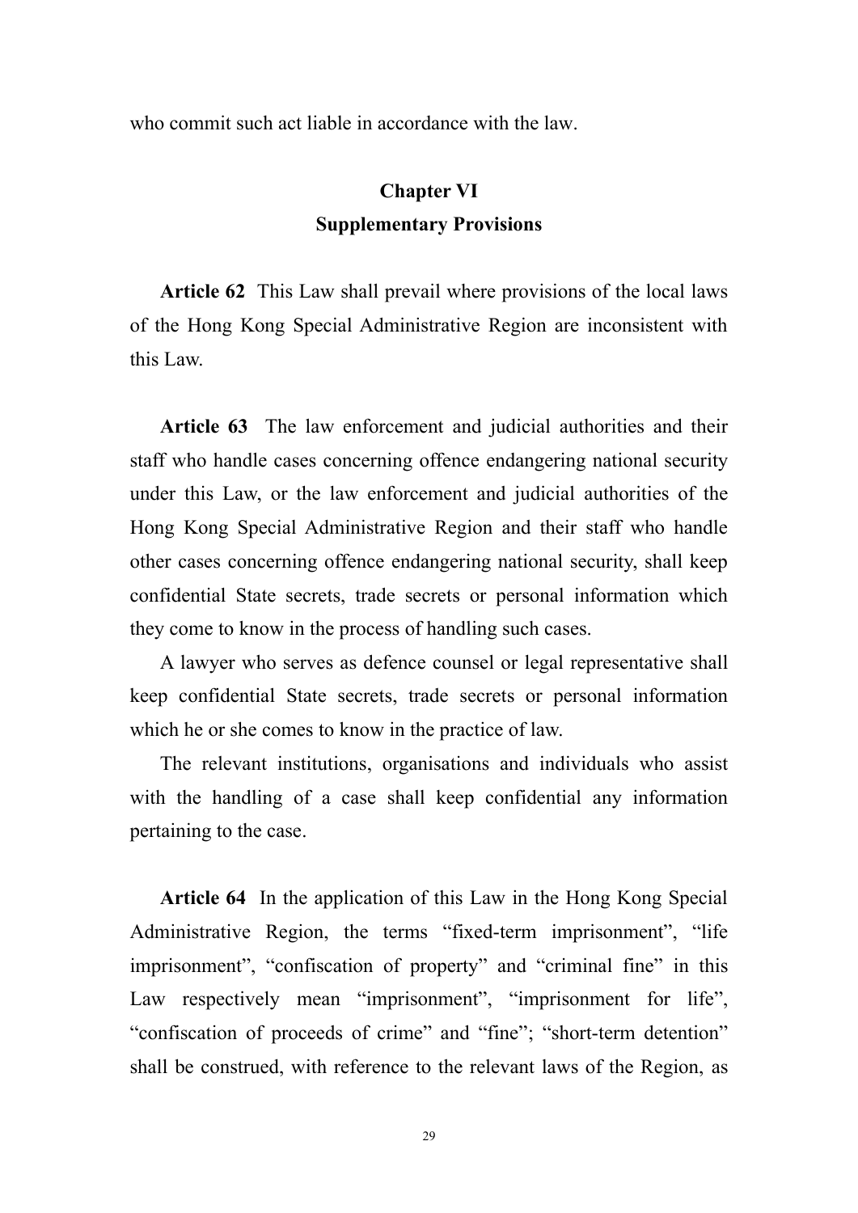who commit such act liable in accordance with the law.

## Chapter VI
## Supplementary Provisions

**Article 62** This Law shall prevail where provisions of the local laws of the Hong Kong Special Administrative Region are inconsistent with this Law.

**Article 63** The law enforcement and judicial authorities and their staff who handle cases concerning offence endangering national security under this Law, or the law enforcement and judicial authorities of the Hong Kong Special Administrative Region and their staff who handle other cases concerning offence endangering national security, shall keep confidential State secrets, trade secrets or personal information which they come to know in the process of handling such cases.

A lawyer who serves as defence counsel or legal representative shall keep confidential State secrets, trade secrets or personal information which he or she comes to know in the practice of law.

The relevant institutions, organisations and individuals who assist with the handling of a case shall keep confidential any information pertaining to the case.

**Article 64** In the application of this Law in the Hong Kong Special Administrative Region, the terms “fixed-term imprisonment”, “life imprisonment”, “confiscation of property” and “criminal fine” in this Law respectively mean “imprisonment”, “imprisonment for life”, “confiscation of proceeds of crime” and “fine”; “short-term detention” shall be construed, with reference to the relevant laws of the Region, as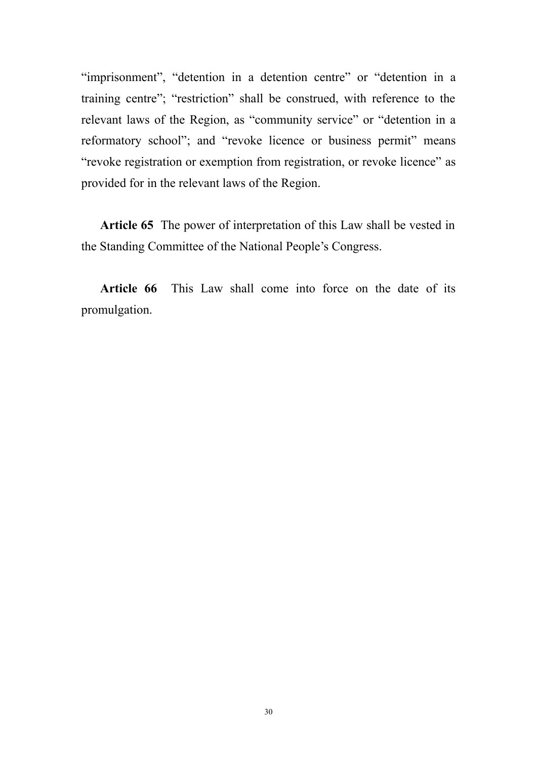“imprisonment”, “detention in a detention centre” or “detention in a training centre”; “restriction” shall be construed, with reference to the relevant laws of the Region, as “community service” or “detention in a reformatory school”; and “revoke licence or business permit” means “revoke registration or exemption from registration, or revoke licence” as provided for in the relevant laws of the Region.

**Article 65** The power of interpretation of this Law shall be vested in the Standing Committee of the National People’s Congress.

**Article 66** This Law shall come into force on the date of its promulgation.